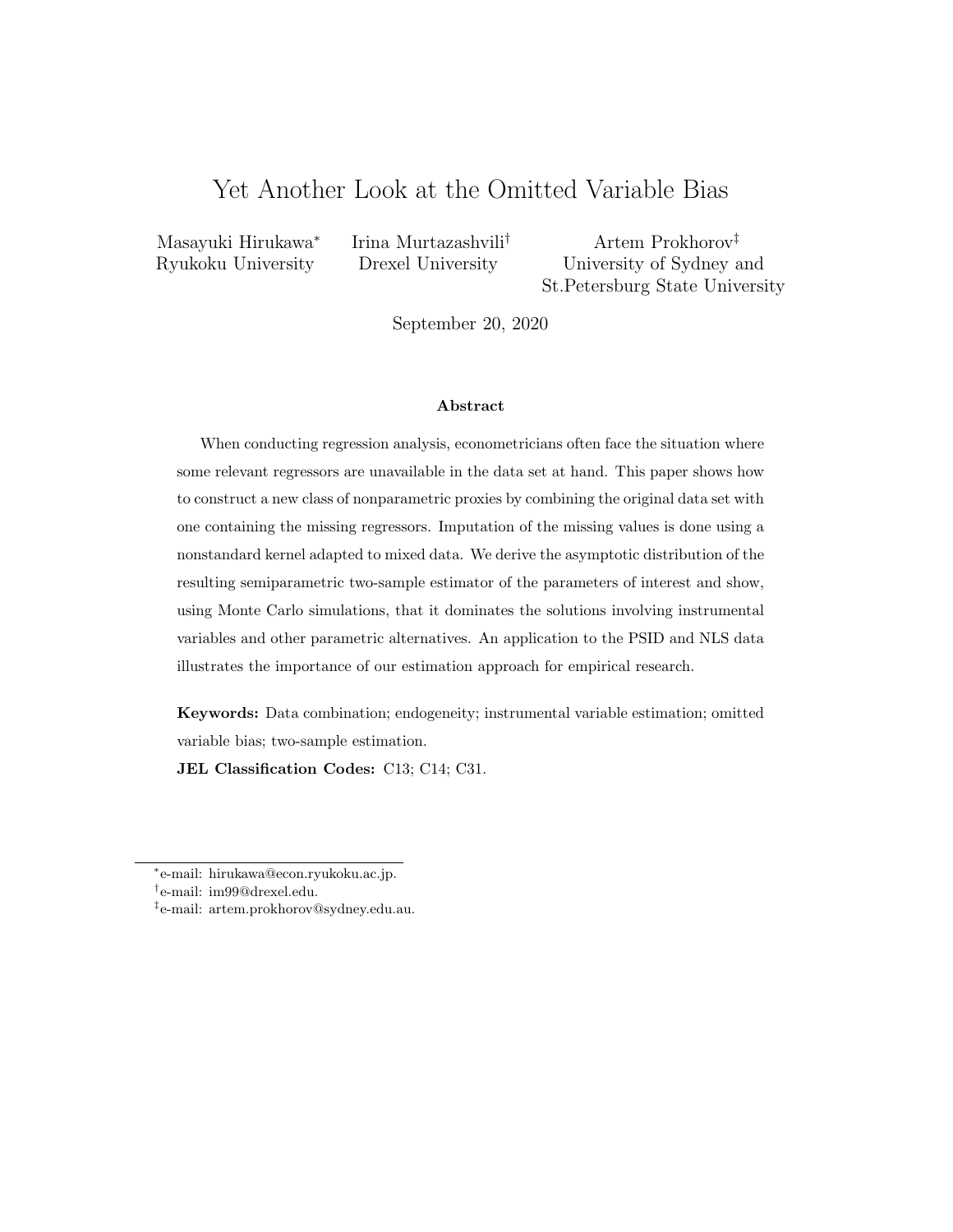# Yet Another Look at the Omitted Variable Bias

Masayuki Hirukawa[*]
Ryukoku University

Irina Murtazashvili[†]
Drexel University

Artem Prokhorov[‡]
University of Sydney and
St.Petersburg State University

September 20, 2020

### Abstract

When conducting regression analysis, econometricians often face the situation where some relevant regressors are unavailable in the data set at hand. This paper shows how to construct a new class of nonparametric proxies by combining the original data set with one containing the missing regressors. Imputation of the missing values is done using a nonstandard kernel adapted to mixed data. We derive the asymptotic distribution of the resulting semiparametric two-sample estimator of the parameters of interest and show, using Monte Carlo simulations, that it dominates the solutions involving instrumental variables and other parametric alternatives. An application to the PSID and NLS data illustrates the importance of our estimation approach for empirical research.

**Keywords:** Data combination; endogeneity; instrumental variable estimation; omitted variable bias; two-sample estimation.

**JEL Classification Codes:** C13; C14; C31.

---

[*] e-mail: hirukawa@econ.ryukoku.ac.jp.

[†] e-mail: im99@drexel.edu.

[‡] e-mail: artem.prokhorov@sydney.edu.au.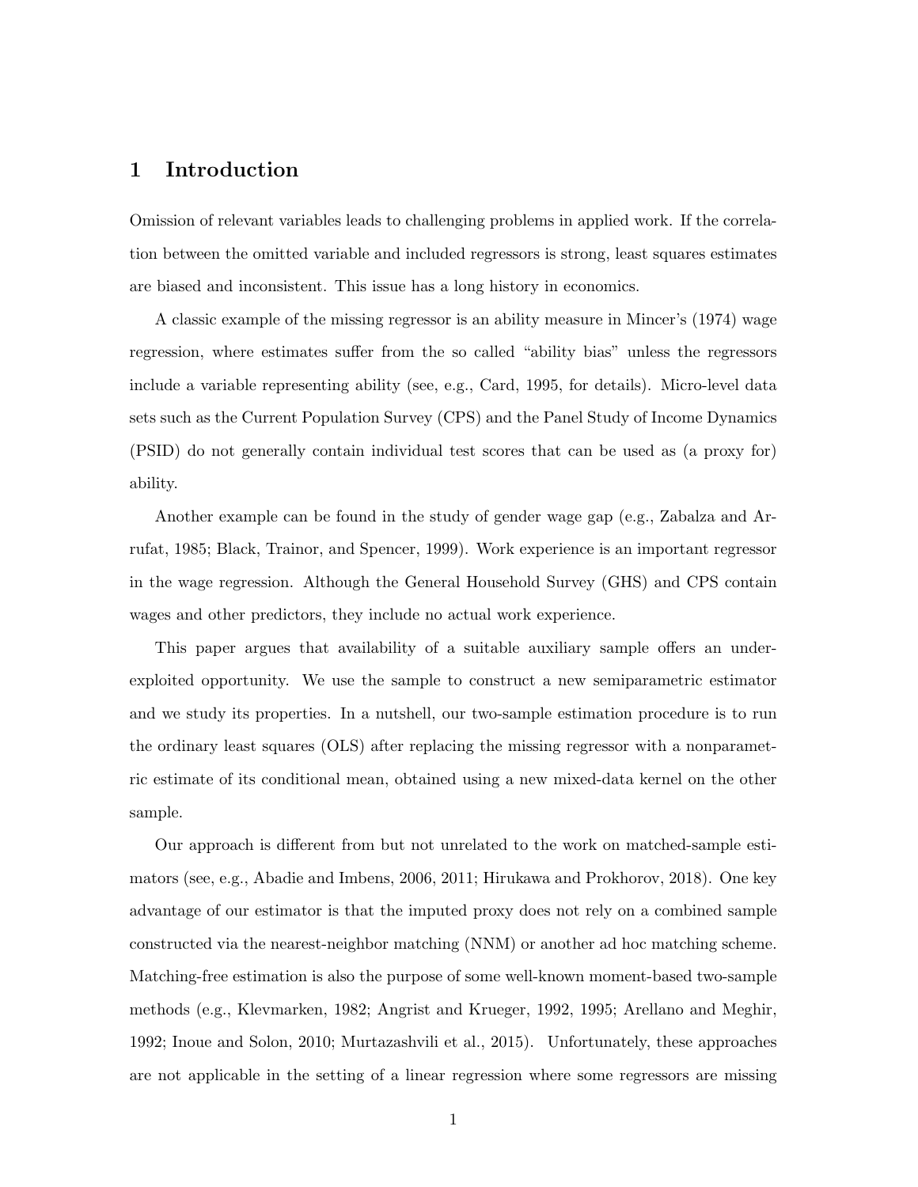# 1 Introduction

Omission of relevant variables leads to challenging problems in applied work. If the correlation between the omitted variable and included regressors is strong, least squares estimates are biased and inconsistent. This issue has a long history in economics.

A classic example of the missing regressor is an ability measure in Mincer's (1974) wage regression, where estimates suffer from the so called "ability bias" unless the regressors include a variable representing ability (see, e.g., Card, 1995, for details). Micro-level data sets such as the Current Population Survey (CPS) and the Panel Study of Income Dynamics (PSID) do not generally contain individual test scores that can be used as (a proxy for) ability.

Another example can be found in the study of gender wage gap (e.g., Zabalza and Arrufat, 1985; Black, Trainor, and Spencer, 1999). Work experience is an important regressor in the wage regression. Although the General Household Survey (GHS) and CPS contain wages and other predictors, they include no actual work experience.

This paper argues that availability of a suitable auxiliary sample offers an under-exploited opportunity. We use the sample to construct a new semiparametric estimator and we study its properties. In a nutshell, our two-sample estimation procedure is to run the ordinary least squares (OLS) after replacing the missing regressor with a nonparametric estimate of its conditional mean, obtained using a new mixed-data kernel on the other sample.

Our approach is different from but not unrelated to the work on matched-sample estimators (see, e.g., Abadie and Imbens, 2006, 2011; Hirukawa and Prokhorov, 2018). One key advantage of our estimator is that the imputed proxy does not rely on a combined sample constructed via the nearest-neighbor matching (NNM) or another ad hoc matching scheme. Matching-free estimation is also the purpose of some well-known moment-based two-sample methods (e.g., Klevmarken, 1982; Angrist and Krueger, 1992, 1995; Arellano and Meghir, 1992; Inoue and Solon, 2010; Murtazashvili et al., 2015). Unfortunately, these approaches are not applicable in the setting of a linear regression where some regressors are missing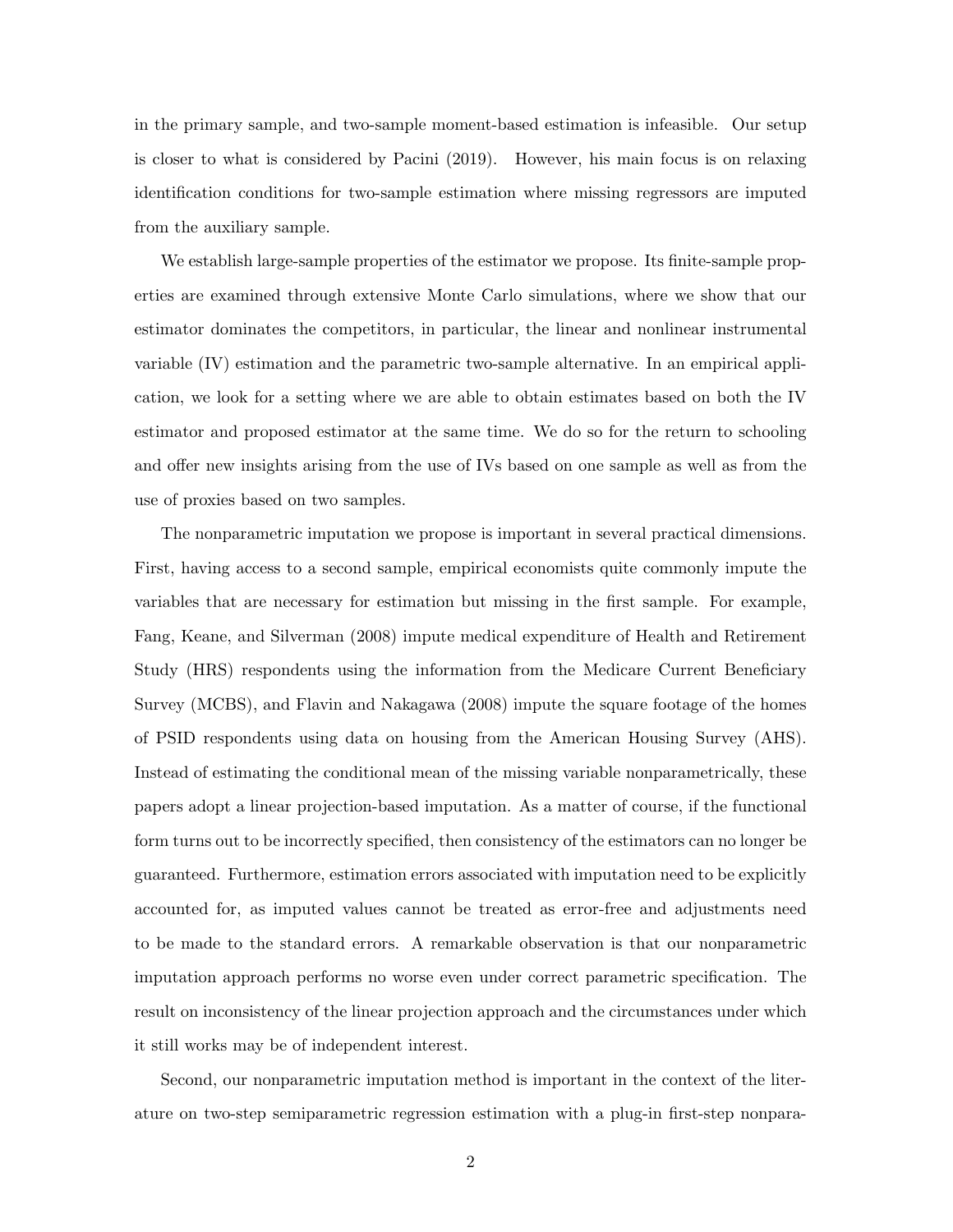in the primary sample, and two-sample moment-based estimation is infeasible. Our setup is closer to what is considered by Pacini (2019). However, his main focus is on relaxing identification conditions for two-sample estimation where missing regressors are imputed from the auxiliary sample.

We establish large-sample properties of the estimator we propose. Its finite-sample properties are examined through extensive Monte Carlo simulations, where we show that our estimator dominates the competitors, in particular, the linear and nonlinear instrumental variable (IV) estimation and the parametric two-sample alternative. In an empirical application, we look for a setting where we are able to obtain estimates based on both the IV estimator and proposed estimator at the same time. We do so for the return to schooling and offer new insights arising from the use of IVs based on one sample as well as from the use of proxies based on two samples.

The nonparametric imputation we propose is important in several practical dimensions. First, having access to a second sample, empirical economists quite commonly impute the variables that are necessary for estimation but missing in the first sample. For example, Fang, Keane, and Silverman (2008) impute medical expenditure of Health and Retirement Study (HRS) respondents using the information from the Medicare Current Beneficiary Survey (MCBS), and Flavin and Nakagawa (2008) impute the square footage of the homes of PSID respondents using data on housing from the American Housing Survey (AHS). Instead of estimating the conditional mean of the missing variable nonparametrically, these papers adopt a linear projection-based imputation. As a matter of course, if the functional form turns out to be incorrectly specified, then consistency of the estimators can no longer be guaranteed. Furthermore, estimation errors associated with imputation need to be explicitly accounted for, as imputed values cannot be treated as error-free and adjustments need to be made to the standard errors. A remarkable observation is that our nonparametric imputation approach performs no worse even under correct parametric specification. The result on inconsistency of the linear projection approach and the circumstances under which it still works may be of independent interest.

Second, our nonparametric imputation method is important in the context of the literature on two-step semiparametric regression estimation with a plug-in first-step nonpara-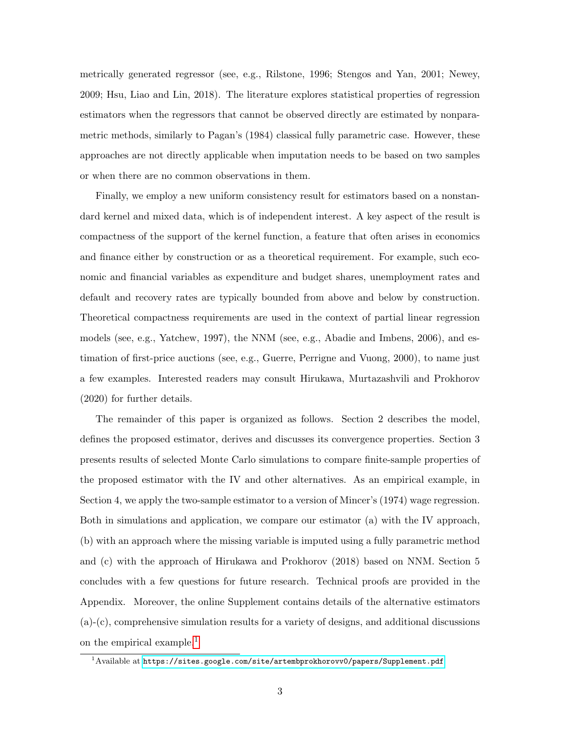metrically generated regressor (see, e.g., Rilstone, 1996; Stengos and Yan, 2001; Newey, 2009; Hsu, Liao and Lin, 2018). The literature explores statistical properties of regression estimators when the regressors that cannot be observed directly are estimated by nonparametric methods, similarly to Pagan's (1984) classical fully parametric case. However, these approaches are not directly applicable when imputation needs to be based on two samples or when there are no common observations in them.

Finally, we employ a new uniform consistency result for estimators based on a nonstandard kernel and mixed data, which is of independent interest. A key aspect of the result is compactness of the support of the kernel function, a feature that often arises in economics and finance either by construction or as a theoretical requirement. For example, such economic and financial variables as expenditure and budget shares, unemployment rates and default and recovery rates are typically bounded from above and below by construction. Theoretical compactness requirements are used in the context of partial linear regression models (see, e.g., Yatchew, 1997), the NNM (see, e.g., Abadie and Imbens, 2006), and estimation of first-price auctions (see, e.g., Guerre, Perrigne and Vuong, 2000), to name just a few examples. Interested readers may consult Hirukawa, Murtazashvili and Prokhorov (2020) for further details.

The remainder of this paper is organized as follows. Section 2 describes the model, defines the proposed estimator, derives and discusses its convergence properties. Section 3 presents results of selected Monte Carlo simulations to compare finite-sample properties of the proposed estimator with the IV and other alternatives. As an empirical example, in Section 4, we apply the two-sample estimator to a version of Mincer's (1974) wage regression. Both in simulations and application, we compare our estimator (a) with the IV approach, (b) with an approach where the missing variable is imputed using a fully parametric method and (c) with the approach of Hirukawa and Prokhorov (2018) based on NNM. Section 5 concludes with a few questions for future research. Technical proofs are provided in the Appendix. Moreover, the online Supplement contains details of the alternative estimators (a)-(c), comprehensive simulation results for a variety of designs, and additional discussions on the empirical example.[1]

[1] Available at https://sites.google.com/site/artembprokhorovv0/papers/Supplement.pdf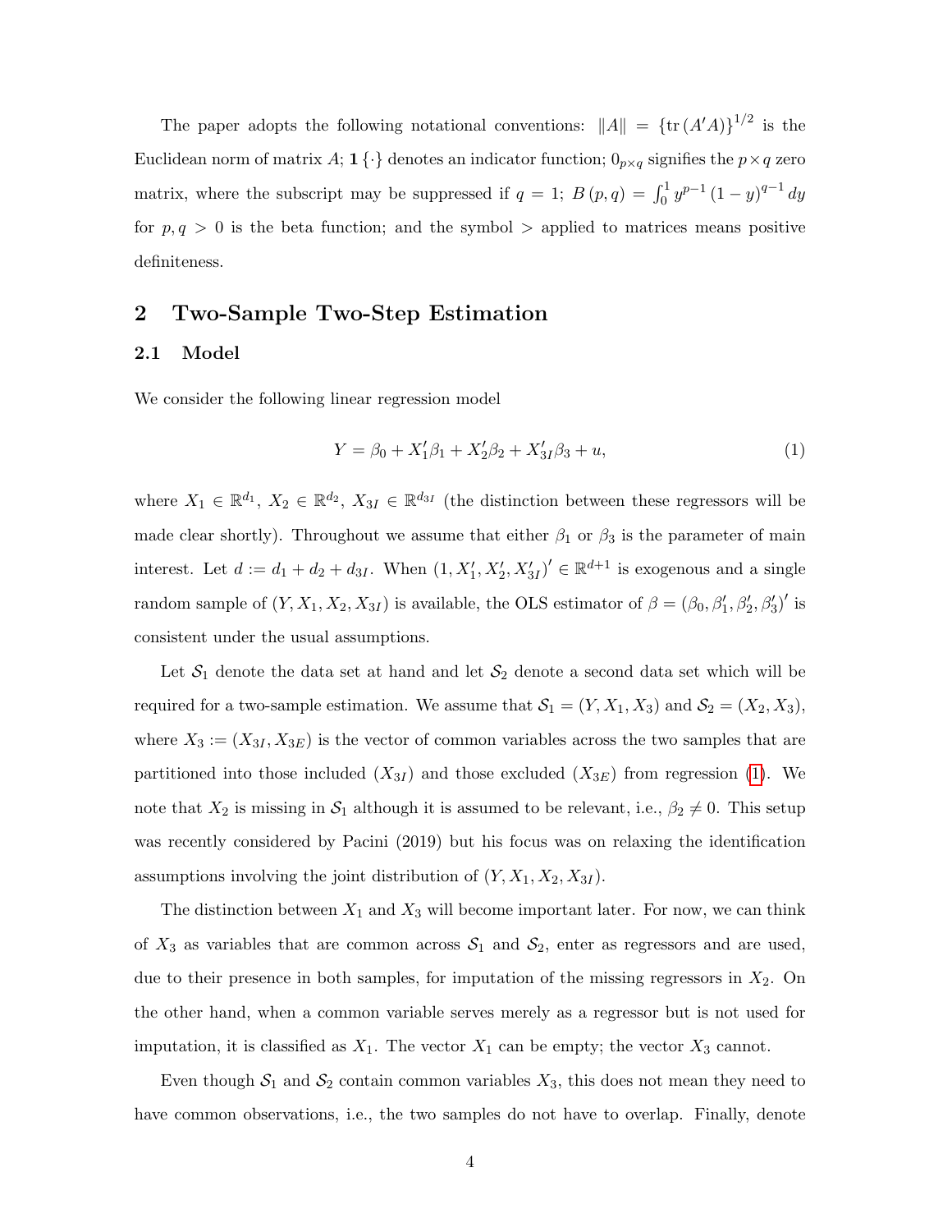The paper adopts the following notational conventions: $\|A\| = \{\text{tr}(A'A)\}^{1/2}$ is the Euclidean norm of matrix $A$; $\mathbf{1}\{\cdot\}$ denotes an indicator function; $0_{p\times q}$ signifies the $p \times q$ zero matrix, where the subscript may be suppressed if $q = 1$; $B(p, q) = \int_0^1 y^{p-1}(1-y)^{q-1}dy$ for $p, q > 0$ is the beta function; and the symbol $>$ applied to matrices means positive definiteness.

## 2 Two-Sample Two-Step Estimation

### 2.1 Model

We consider the following linear regression model

$$Y = \beta_0 + X_1'\beta_1 + X_2'\beta_2 + X_{3I}'\beta_3 + u, \tag{1}$$

where $X_1 \in \mathbb{R}^{d_1}$, $X_2 \in \mathbb{R}^{d_2}$, $X_{3I} \in \mathbb{R}^{d_{3I}}$ (the distinction between these regressors will be made clear shortly). Throughout we assume that either $\beta_1$ or $\beta_3$ is the parameter of main interest. Let $d := d_1 + d_2 + d_{3I}$. When $(1, X_1', X_2', X_{3I}')' \in \mathbb{R}^{d+1}$ is exogenous and a single random sample of $(Y, X_1, X_2, X_{3I})$ is available, the OLS estimator of $\beta = (\beta_0, \beta_1', \beta_2', \beta_3')'$ is consistent under the usual assumptions.

Let $\mathcal{S}_1$ denote the data set at hand and let $\mathcal{S}_2$ denote a second data set which will be required for a two-sample estimation. We assume that $\mathcal{S}_1 = (Y, X_1, X_3)$ and $\mathcal{S}_2 = (X_2, X_3)$, where $X_3 := (X_{3I}, X_{3E})$ is the vector of common variables across the two samples that are partitioned into those included ($X_{3I}$) and those excluded ($X_{3E}$) from regression (1). We note that $X_2$ is missing in $\mathcal{S}_1$ although it is assumed to be relevant, i.e., $\beta_2 \neq 0$. This setup was recently considered by Pacini (2019) but his focus was on relaxing the identification assumptions involving the joint distribution of $(Y, X_1, X_2, X_{3I})$.

The distinction between $X_1$ and $X_3$ will become important later. For now, we can think of $X_3$ as variables that are common across $\mathcal{S}_1$ and $\mathcal{S}_2$, enter as regressors and are used, due to their presence in both samples, for imputation of the missing regressors in $X_2$. On the other hand, when a common variable serves merely as a regressor but is not used for imputation, it is classified as $X_1$. The vector $X_1$ can be empty; the vector $X_3$ cannot.

Even though $\mathcal{S}_1$ and $\mathcal{S}_2$ contain common variables $X_3$, this does not mean they need to have common observations, i.e., the two samples do not have to overlap. Finally, denote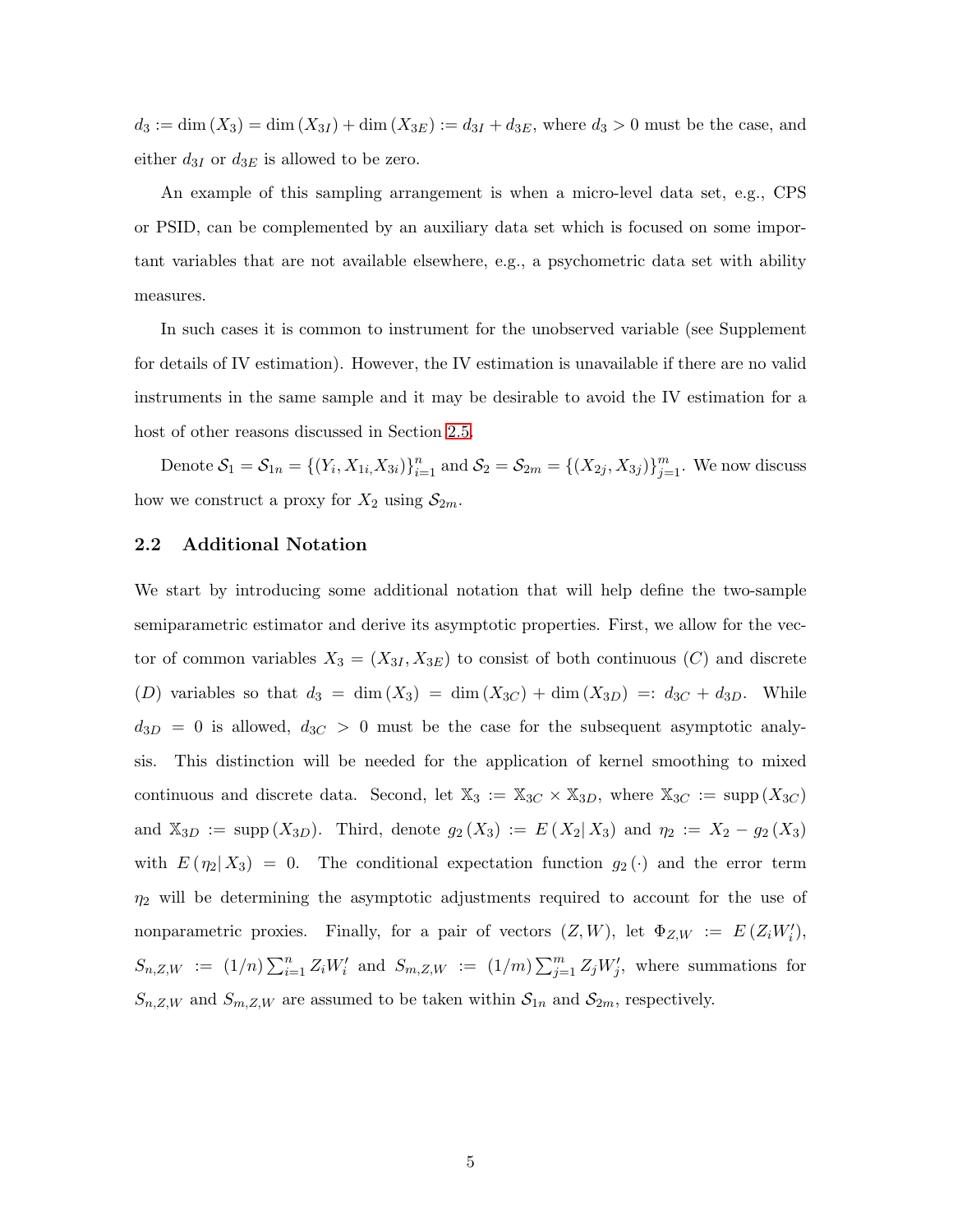$d_3 := \dim(X_3) = \dim(X_{3I}) + \dim(X_{3E}) := d_{3I} + d_{3E}$, where $d_3 > 0$ must be the case, and either $d_{3I}$ or $d_{3E}$ is allowed to be zero.

An example of this sampling arrangement is when a micro-level data set, e.g., CPS or PSID, can be complemented by an auxiliary data set which is focused on some important variables that are not available elsewhere, e.g., a psychometric data set with ability measures.

In such cases it is common to instrument for the unobserved variable (see Supplement for details of IV estimation). However, the IV estimation is unavailable if there are no valid instruments in the same sample and it may be desirable to avoid the IV estimation for a host of other reasons discussed in Section 2.5.

Denote $\mathcal{S}_1 = \mathcal{S}_{1n} = \{(Y_i, X_{1i}, X_{3i})\}_{i=1}^n$ and $\mathcal{S}_2 = \mathcal{S}_{2m} = \{(X_{2j}, X_{3j})\}_{j=1}^m$. We now discuss how we construct a proxy for $X_2$ using $\mathcal{S}_{2m}$.

## 2.2 Additional Notation

We start by introducing some additional notation that will help define the two-sample semiparametric estimator and derive its asymptotic properties. First, we allow for the vector of common variables $X_3 = (X_{3I}, X_{3E})$ to consist of both continuous ($C$) and discrete ($D$) variables so that $d_3 = \dim(X_3) = \dim(X_{3C}) + \dim(X_{3D}) =: d_{3C} + d_{3D}$. While $d_{3D} = 0$ is allowed, $d_{3C} > 0$ must be the case for the subsequent asymptotic analysis. This distinction will be needed for the application of kernel smoothing to mixed continuous and discrete data. Second, let $\mathbb{X}_3 := \mathbb{X}_{3C} \times \mathbb{X}_{3D}$, where $\mathbb{X}_{3C} := \text{supp}(X_{3C})$ and $\mathbb{X}_{3D} := \text{supp}(X_{3D})$. Third, denote $g_2(X_3) := E(X_2 | X_3)$ and $\eta_2 := X_2 - g_2(X_3)$ with $E(\eta_2 | X_3) = 0$. The conditional expectation function $g_2(\cdot)$ and the error term $\eta_2$ will be determining the asymptotic adjustments required to account for the use of nonparametric proxies. Finally, for a pair of vectors $(Z, W)$, let $\Phi_{Z,W} := E(Z_i W_i')$, $S_{n,Z,W} := (1/n)\sum_{i=1}^n Z_i W_i'$ and $S_{m,Z,W} := (1/m)\sum_{j=1}^m Z_j W_j'$, where summations for $S_{n,Z,W}$ and $S_{m,Z,W}$ are assumed to be taken within $\mathcal{S}_{1n}$ and $\mathcal{S}_{2m}$, respectively.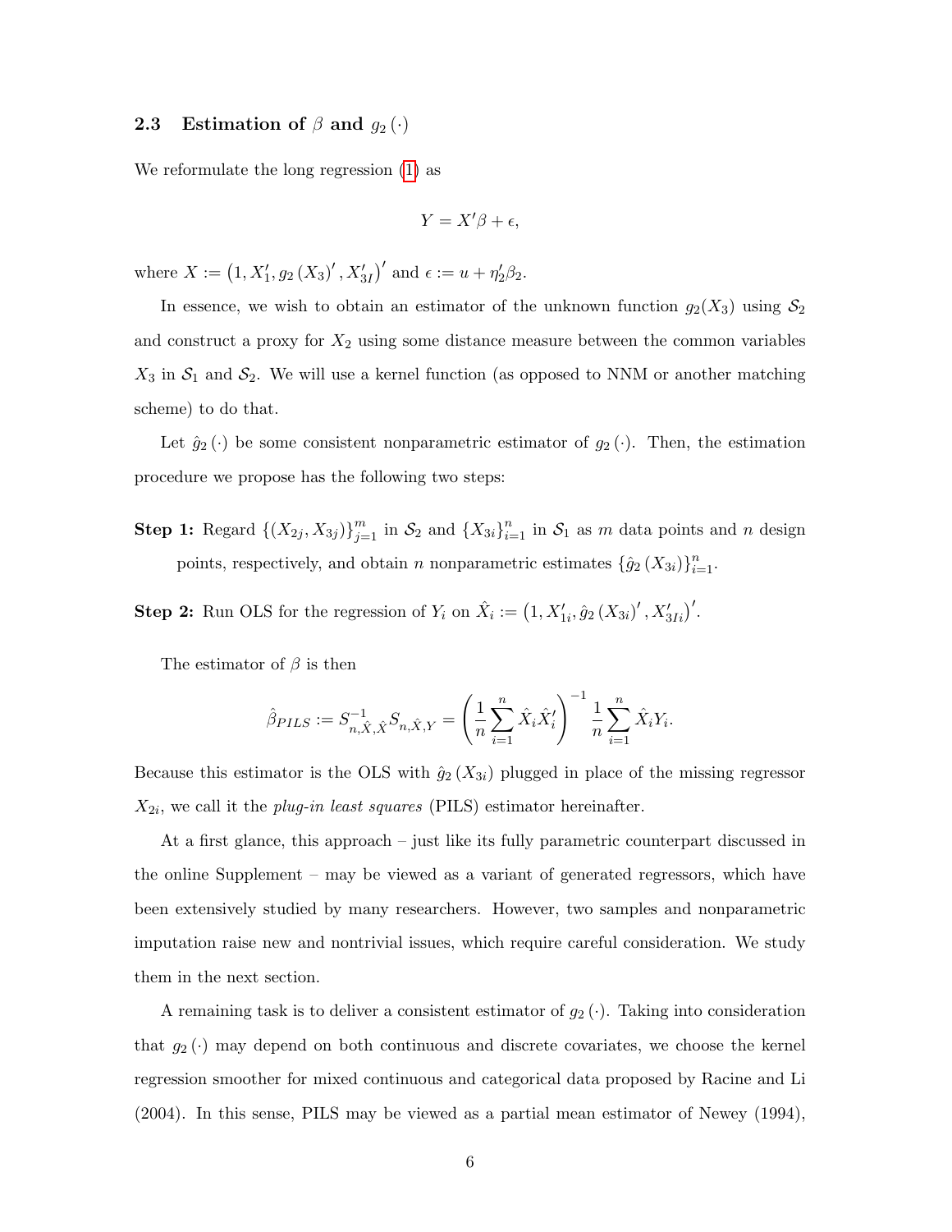### 2.3 Estimation of $\beta$ and $g_2(\cdot)$

We reformulate the long regression (1) as

$$Y = X'\beta + \epsilon,$$

where $X := \left(1, X_1', g_2(X_3)', X_{3I}'\right)'$ and $\epsilon := u + \eta_2'\beta_2$.

In essence, we wish to obtain an estimator of the unknown function $g_2(X_3)$ using $\mathcal{S}_2$ and construct a proxy for $X_2$ using some distance measure between the common variables $X_3$ in $\mathcal{S}_1$ and $\mathcal{S}_2$. We will use a kernel function (as opposed to NNM or another matching scheme) to do that.

Let $\hat{g}_2(\cdot)$ be some consistent nonparametric estimator of $g_2(\cdot)$. Then, the estimation procedure we propose has the following two steps:

**Step 1:** Regard $\{(X_{2j}, X_{3j})\}_{j=1}^{m}$ in $\mathcal{S}_2$ and $\{X_{3i}\}_{i=1}^{n}$ in $\mathcal{S}_1$ as $m$ data points and $n$ design points, respectively, and obtain $n$ nonparametric estimates $\{\hat{g}_2(X_{3i})\}_{i=1}^{n}$.

**Step 2:** Run OLS for the regression of $Y_i$ on $\hat{X}_i := \left(1, X_{1i}', \hat{g}_2(X_{3i})', X_{3Ii}'\right)'$.

The estimator of $\beta$ is then

$$\hat{\beta}_{PILS} := S_{n,\hat{X},\hat{X}}^{-1} S_{n,\hat{X},Y} = \left(\frac{1}{n}\sum_{i=1}^{n}\hat{X}_i\hat{X}_i'\right)^{-1}\frac{1}{n}\sum_{i=1}^{n}\hat{X}_iY_i.$$

Because this estimator is the OLS with $\hat{g}_2(X_{3i})$ plugged in place of the missing regressor $X_{2i}$, we call it the *plug-in least squares* (PILS) estimator hereinafter.

At a first glance, this approach – just like its fully parametric counterpart discussed in the online Supplement – may be viewed as a variant of generated regressors, which have been extensively studied by many researchers. However, two samples and nonparametric imputation raise new and nontrivial issues, which require careful consideration. We study them in the next section.

A remaining task is to deliver a consistent estimator of $g_2(\cdot)$. Taking into consideration that $g_2(\cdot)$ may depend on both continuous and discrete covariates, we choose the kernel regression smoother for mixed continuous and categorical data proposed by Racine and Li (2004). In this sense, PILS may be viewed as a partial mean estimator of Newey (1994),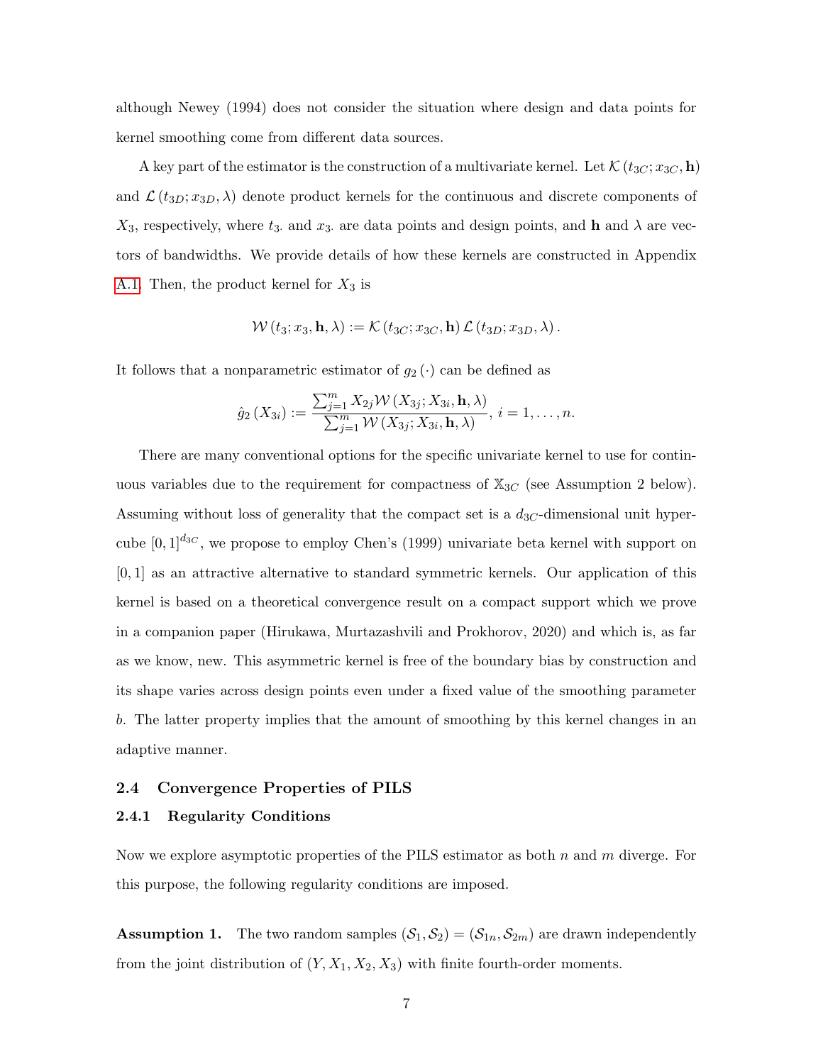although Newey (1994) does not consider the situation where design and data points for kernel smoothing come from different data sources.

A key part of the estimator is the construction of a multivariate kernel. Let $\mathcal{K}(t_{3C}; x_{3C}, \mathbf{h})$ and $\mathcal{L}(t_{3D}; x_{3D}, \lambda)$ denote product kernels for the continuous and discrete components of $X_3$, respectively, where $t_{3\cdot}$ and $x_{3\cdot}$ are data points and design points, and $\mathbf{h}$ and $\lambda$ are vectors of bandwidths. We provide details of how these kernels are constructed in Appendix A.1. Then, the product kernel for $X_3$ is

$$\mathcal{W}(t_3; x_3, \mathbf{h}, \lambda) := \mathcal{K}(t_{3C}; x_{3C}, \mathbf{h}) \mathcal{L}(t_{3D}; x_{3D}, \lambda).$$

It follows that a nonparametric estimator of $g_2(\cdot)$ can be defined as

$$\hat{g}_2(X_{3i}) := \frac{\sum_{j=1}^{m} X_{2j} \mathcal{W}(X_{3j}; X_{3i}, \mathbf{h}, \lambda)}{\sum_{j=1}^{m} \mathcal{W}(X_{3j}; X_{3i}, \mathbf{h}, \lambda)}, \; i = 1, \ldots, n.$$

There are many conventional options for the specific univariate kernel to use for continuous variables due to the requirement for compactness of $\mathbb{X}_{3C}$ (see Assumption 2 below). Assuming without loss of generality that the compact set is a $d_{3C}$-dimensional unit hypercube $[0,1]^{d_{3C}}$, we propose to employ Chen's (1999) univariate beta kernel with support on $[0,1]$ as an attractive alternative to standard symmetric kernels. Our application of this kernel is based on a theoretical convergence result on a compact support which we prove in a companion paper (Hirukawa, Murtazashvili and Prokhorov, 2020) and which is, as far as we know, new. This asymmetric kernel is free of the boundary bias by construction and its shape varies across design points even under a fixed value of the smoothing parameter $b$. The latter property implies that the amount of smoothing by this kernel changes in an adaptive manner.

## 2.4 Convergence Properties of PILS

### 2.4.1 Regularity Conditions

Now we explore asymptotic properties of the PILS estimator as both $n$ and $m$ diverge. For this purpose, the following regularity conditions are imposed.

**Assumption 1.** The two random samples $(\mathcal{S}_1, \mathcal{S}_2) = (\mathcal{S}_{1n}, \mathcal{S}_{2m})$ are drawn independently from the joint distribution of $(Y, X_1, X_2, X_3)$ with finite fourth-order moments.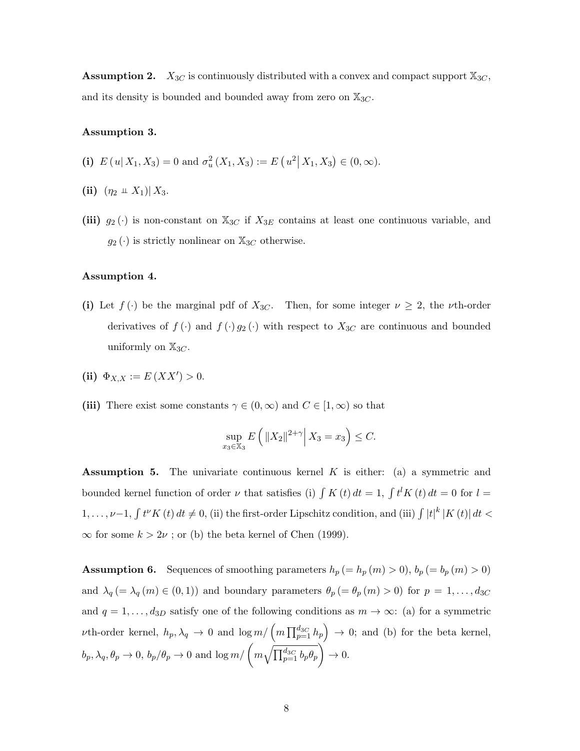**Assumption 2.** $X_{3C}$ is continuously distributed with a convex and compact support $\mathbb{X}_{3C}$, and its density is bounded and bounded away from zero on $\mathbb{X}_{3C}$.

**Assumption 3.**

**(i)** $E(u|X_1, X_3) = 0$ and $\sigma_u^2(X_1, X_3) := E(u^2|X_1, X_3) \in (0, \infty)$.

**(ii)** $(\eta_2 \perp\!\!\!\perp X_1)|X_3$.

**(iii)** $g_2(\cdot)$ is non-constant on $\mathbb{X}_{3C}$ if $X_{3E}$ contains at least one continuous variable, and $g_2(\cdot)$ is strictly nonlinear on $\mathbb{X}_{3C}$ otherwise.

**Assumption 4.**

**(i)** Let $f(\cdot)$ be the marginal pdf of $X_{3C}$. Then, for some integer $\nu \geq 2$, the $\nu$th-order derivatives of $f(\cdot)$ and $f(\cdot)g_2(\cdot)$ with respect to $X_{3C}$ are continuous and bounded uniformly on $\mathbb{X}_{3C}$.

**(ii)** $\Phi_{X,X} := E(XX') > 0$.

**(iii)** There exist some constants $\gamma \in (0, \infty)$ and $C \in [1, \infty)$ so that

$$\sup_{x_3 \in \mathbb{X}_3} E\left(\|X_2\|^{2+\gamma} \Big| X_3 = x_3\right) \leq C.$$

**Assumption 5.** The univariate continuous kernel $K$ is either: (a) a symmetric and bounded kernel function of order $\nu$ that satisfies (i) $\int K(t)\,dt = 1$, $\int t^l K(t)\,dt = 0$ for $l = 1, \ldots, \nu-1$, $\int t^\nu K(t)\,dt \neq 0$, (ii) the first-order Lipschitz condition, and (iii) $\int |t|^k |K(t)|\,dt < \infty$ for some $k > 2\nu$ ; or (b) the beta kernel of Chen (1999).

**Assumption 6.** Sequences of smoothing parameters $h_p\,(= h_p(m) > 0)$, $b_p\,(= b_p(m) > 0)$ and $\lambda_q\,(= \lambda_q(m) \in (0, 1))$ and boundary parameters $\theta_p\,(= \theta_p(m) > 0)$ for $p = 1, \ldots, d_{3C}$ and $q = 1, \ldots, d_{3D}$ satisfy one of the following conditions as $m \to \infty$: (a) for a symmetric $\nu$th-order kernel, $h_p, \lambda_q \to 0$ and $\log m / \left(m \prod_{p=1}^{d_{3C}} h_p\right) \to 0$; and (b) for the beta kernel, $b_p, \lambda_q, \theta_p \to 0$, $b_p/\theta_p \to 0$ and $\log m / \left(m \sqrt{\prod_{p=1}^{d_{3C}} b_p \theta_p}\right) \to 0$.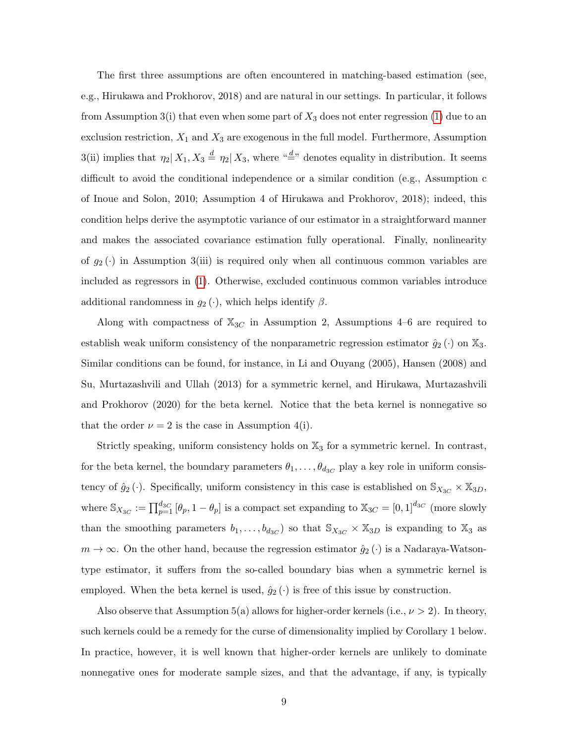The first three assumptions are often encountered in matching-based estimation (see, e.g., Hirukawa and Prokhorov, 2018) and are natural in our settings. In particular, it follows from Assumption 3(i) that even when some part of $X_3$ does not enter regression (1) due to an exclusion restriction, $X_1$ and $X_3$ are exogenous in the full model. Furthermore, Assumption 3(ii) implies that $\eta_2 | X_1, X_3 \overset{d}{=} \eta_2 | X_3$, where "$\overset{d}{=}$" denotes equality in distribution. It seems difficult to avoid the conditional independence or a similar condition (e.g., Assumption c of Inoue and Solon, 2010; Assumption 4 of Hirukawa and Prokhorov, 2018); indeed, this condition helps derive the asymptotic variance of our estimator in a straightforward manner and makes the associated covariance estimation fully operational. Finally, nonlinearity of $g_2(\cdot)$ in Assumption 3(iii) is required only when all continuous common variables are included as regressors in (1). Otherwise, excluded continuous common variables introduce additional randomness in $g_2(\cdot)$, which helps identify $\beta$.

Along with compactness of $\mathbb{X}_{3C}$ in Assumption 2, Assumptions 4–6 are required to establish weak uniform consistency of the nonparametric regression estimator $\hat{g}_2(\cdot)$ on $\mathbb{X}_3$. Similar conditions can be found, for instance, in Li and Ouyang (2005), Hansen (2008) and Su, Murtazashvili and Ullah (2013) for a symmetric kernel, and Hirukawa, Murtazashvili and Prokhorov (2020) for the beta kernel. Notice that the beta kernel is nonnegative so that the order $\nu = 2$ is the case in Assumption 4(i).

Strictly speaking, uniform consistency holds on $\mathbb{X}_3$ for a symmetric kernel. In contrast, for the beta kernel, the boundary parameters $\theta_1, \ldots, \theta_{d_{3C}}$ play a key role in uniform consistency of $\hat{g}_2(\cdot)$. Specifically, uniform consistency in this case is established on $\mathbb{S}_{X_{3C}} \times \mathbb{X}_{3D}$, where $\mathbb{S}_{X_{3C}} := \prod_{p=1}^{d_{3C}} [\theta_p, 1 - \theta_p]$ is a compact set expanding to $\mathbb{X}_{3C} = [0,1]^{d_{3C}}$ (more slowly than the smoothing parameters $b_1, \ldots, b_{d_{3C}}$) so that $\mathbb{S}_{X_{3C}} \times \mathbb{X}_{3D}$ is expanding to $\mathbb{X}_3$ as $m \to \infty$. On the other hand, because the regression estimator $\hat{g}_2(\cdot)$ is a Nadaraya-Watson-type estimator, it suffers from the so-called boundary bias when a symmetric kernel is employed. When the beta kernel is used, $\hat{g}_2(\cdot)$ is free of this issue by construction.

Also observe that Assumption 5(a) allows for higher-order kernels (i.e., $\nu > 2$). In theory, such kernels could be a remedy for the curse of dimensionality implied by Corollary 1 below. In practice, however, it is well known that higher-order kernels are unlikely to dominate nonnegative ones for moderate sample sizes, and that the advantage, if any, is typically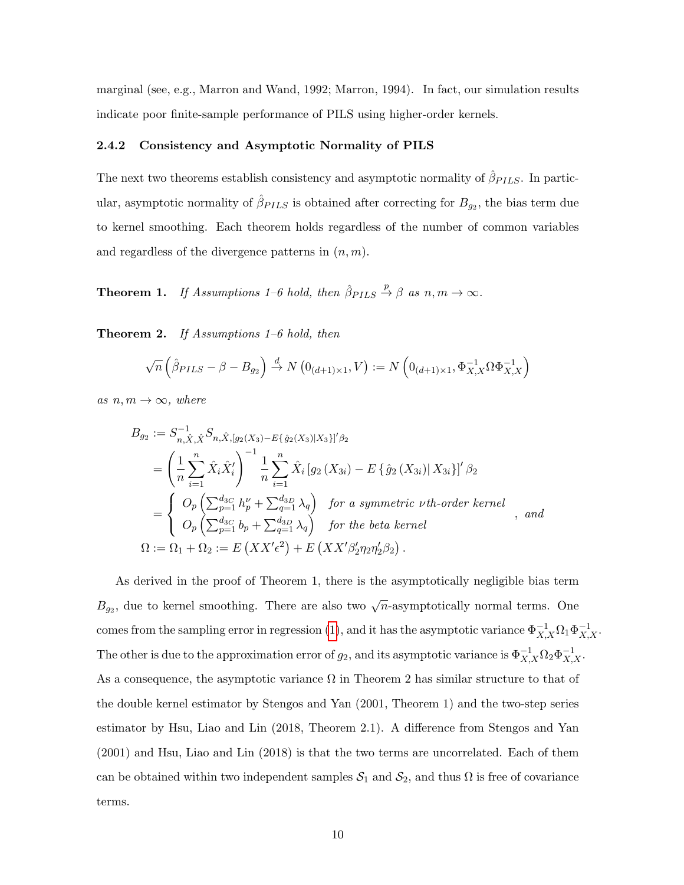marginal (see, e.g., Marron and Wand, 1992; Marron, 1994). In fact, our simulation results indicate poor finite-sample performance of PILS using higher-order kernels.

### 2.4.2 Consistency and Asymptotic Normality of PILS

The next two theorems establish consistency and asymptotic normality of $\hat{\beta}_{PILS}$. In particular, asymptotic normality of $\hat{\beta}_{PILS}$ is obtained after correcting for $B_{g_2}$, the bias term due to kernel smoothing. Each theorem holds regardless of the number of common variables and regardless of the divergence patterns in $(n, m)$.

**Theorem 1.** *If Assumptions 1–6 hold, then $\hat{\beta}_{PILS} \xrightarrow{p} \beta$ as $n, m \to \infty$.*

**Theorem 2.** *If Assumptions 1–6 hold, then*

$$\sqrt{n}\left(\hat{\beta}_{PILS} - \beta - B_{g_2}\right) \xrightarrow{d} N\left(0_{(d+1)\times 1}, V\right) := N\left(0_{(d+1)\times 1}, \Phi_{X,X}^{-1}\Omega\Phi_{X,X}^{-1}\right)$$

*as $n, m \to \infty$, where*

$$\begin{aligned}
B_{g_2} &:= S_{n,\hat{X},\hat{X}}^{-1} S_{n,\hat{X},[g_2(X_3) - E\{\hat{g}_2(X_3)|X_3\}]'\beta_2} \\
&= \left(\frac{1}{n}\sum_{i=1}^{n}\hat{X}_i\hat{X}_i'\right)^{-1}\frac{1}{n}\sum_{i=1}^{n}\hat{X}_i\left[g_2(X_{3i}) - E\left\{\hat{g}_2(X_{3i})\middle| X_{3i}\right\}\right]'\beta_2 \\
&= \begin{cases} O_p\left(\sum_{p=1}^{d_{3C}} h_p^{\nu} + \sum_{q=1}^{d_{3D}}\lambda_q\right) & \text{for a symmetric } \nu\text{th-order kernel} \\ O_p\left(\sum_{p=1}^{d_{3C}} b_p + \sum_{q=1}^{d_{3D}}\lambda_q\right) & \text{for the beta kernel} \end{cases}, \text{ and} \\
\Omega &:= \Omega_1 + \Omega_2 := E\left(XX'\epsilon^2\right) + E\left(XX'\beta_2'\eta_2\eta_2'\beta_2\right).
\end{aligned}$$

As derived in the proof of Theorem 1, there is the asymptotically negligible bias term $B_{g_2}$, due to kernel smoothing. There are also two $\sqrt{n}$-asymptotically normal terms. One comes from the sampling error in regression (1), and it has the asymptotic variance $\Phi_{X,X}^{-1}\Omega_1\Phi_{X,X}^{-1}$. The other is due to the approximation error of $g_2$, and its asymptotic variance is $\Phi_{X,X}^{-1}\Omega_2\Phi_{X,X}^{-1}$. As a consequence, the asymptotic variance $\Omega$ in Theorem 2 has similar structure to that of the double kernel estimator by Stengos and Yan (2001, Theorem 1) and the two-step series estimator by Hsu, Liao and Lin (2018, Theorem 2.1). A difference from Stengos and Yan (2001) and Hsu, Liao and Lin (2018) is that the two terms are uncorrelated. Each of them can be obtained within two independent samples $\mathcal{S}_1$ and $\mathcal{S}_2$, and thus $\Omega$ is free of covariance terms.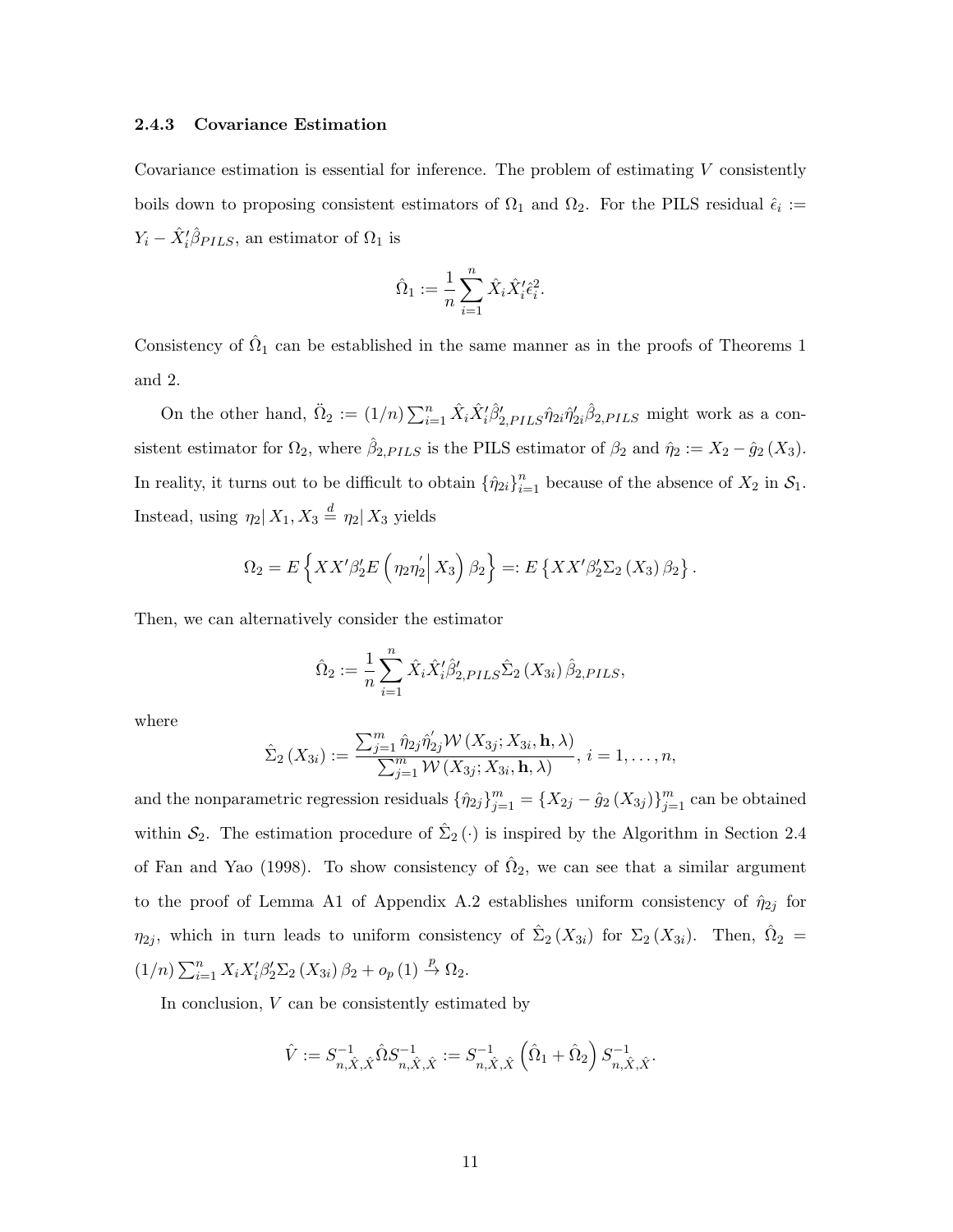### 2.4.3 Covariance Estimation

Covariance estimation is essential for inference. The problem of estimating $V$ consistently boils down to proposing consistent estimators of $\Omega_1$ and $\Omega_2$. For the PILS residual $\hat{\epsilon}_i := Y_i - \hat{X}_i' \hat{\beta}_{PILS}$, an estimator of $\Omega_1$ is

$$\hat{\Omega}_1 := \frac{1}{n} \sum_{i=1}^{n} \hat{X}_i \hat{X}_i' \hat{\epsilon}_i^2.$$

Consistency of $\hat{\Omega}_1$ can be established in the same manner as in the proofs of Theorems 1 and 2.

On the other hand, $\ddot{\Omega}_2 := (1/n) \sum_{i=1}^{n} \hat{X}_i \hat{X}_i' \hat{\beta}_{2,PILS}' \hat{\eta}_{2i} \hat{\eta}_{2i}' \hat{\beta}_{2,PILS}$ might work as a consistent estimator for $\Omega_2$, where $\hat{\beta}_{2,PILS}$ is the PILS estimator of $\beta_2$ and $\hat{\eta}_2 := X_2 - \hat{g}_2(X_3)$. In reality, it turns out to be difficult to obtain $\{\hat{\eta}_{2i}\}_{i=1}^{n}$ because of the absence of $X_2$ in $\mathcal{S}_1$. Instead, using $\eta_2 | X_1, X_3 \stackrel{d}{=} \eta_2 | X_3$ yields

$$\Omega_2 = E\left\{ X X' \beta_2' E\left( \eta_2 \eta_2' \middle| X_3 \right) \beta_2 \right\} =: E\left\{ X X' \beta_2' \Sigma_2(X_3) \beta_2 \right\}.$$

Then, we can alternatively consider the estimator

$$\hat{\Omega}_2 := \frac{1}{n} \sum_{i=1}^{n} \hat{X}_i \hat{X}_i' \hat{\beta}_{2,PILS}' \hat{\Sigma}_2(X_{3i}) \hat{\beta}_{2,PILS},$$

where

$$\hat{\Sigma}_2(X_{3i}) := \frac{\sum_{j=1}^{m} \hat{\eta}_{2j} \hat{\eta}_{2j}' \mathcal{W}(X_{3j}; X_{3i}, \mathbf{h}, \lambda)}{\sum_{j=1}^{m} \mathcal{W}(X_{3j}; X_{3i}, \mathbf{h}, \lambda)}, \; i = 1, \ldots, n,$$

and the nonparametric regression residuals $\{\hat{\eta}_{2j}\}_{j=1}^{m} = \{X_{2j} - \hat{g}_2(X_{3j})\}_{j=1}^{m}$ can be obtained within $\mathcal{S}_2$. The estimation procedure of $\hat{\Sigma}_2(\cdot)$ is inspired by the Algorithm in Section 2.4 of Fan and Yao (1998). To show consistency of $\hat{\Omega}_2$, we can see that a similar argument to the proof of Lemma A1 of Appendix A.2 establishes uniform consistency of $\hat{\eta}_{2j}$ for $\eta_{2j}$, which in turn leads to uniform consistency of $\hat{\Sigma}_2(X_{3i})$ for $\Sigma_2(X_{3i})$. Then, $\hat{\Omega}_2 = (1/n) \sum_{i=1}^{n} X_i X_i' \beta_2' \Sigma_2(X_{3i}) \beta_2 + o_p(1) \xrightarrow{p} \Omega_2$.

In conclusion, $V$ can be consistently estimated by

$$\hat{V} := S_{n,\hat{X},\hat{X}}^{-1} \hat{\Omega} S_{n,\hat{X},\hat{X}}^{-1} := S_{n,\hat{X},\hat{X}}^{-1} \left( \hat{\Omega}_1 + \hat{\Omega}_2 \right) S_{n,\hat{X},\hat{X}}^{-1}.$$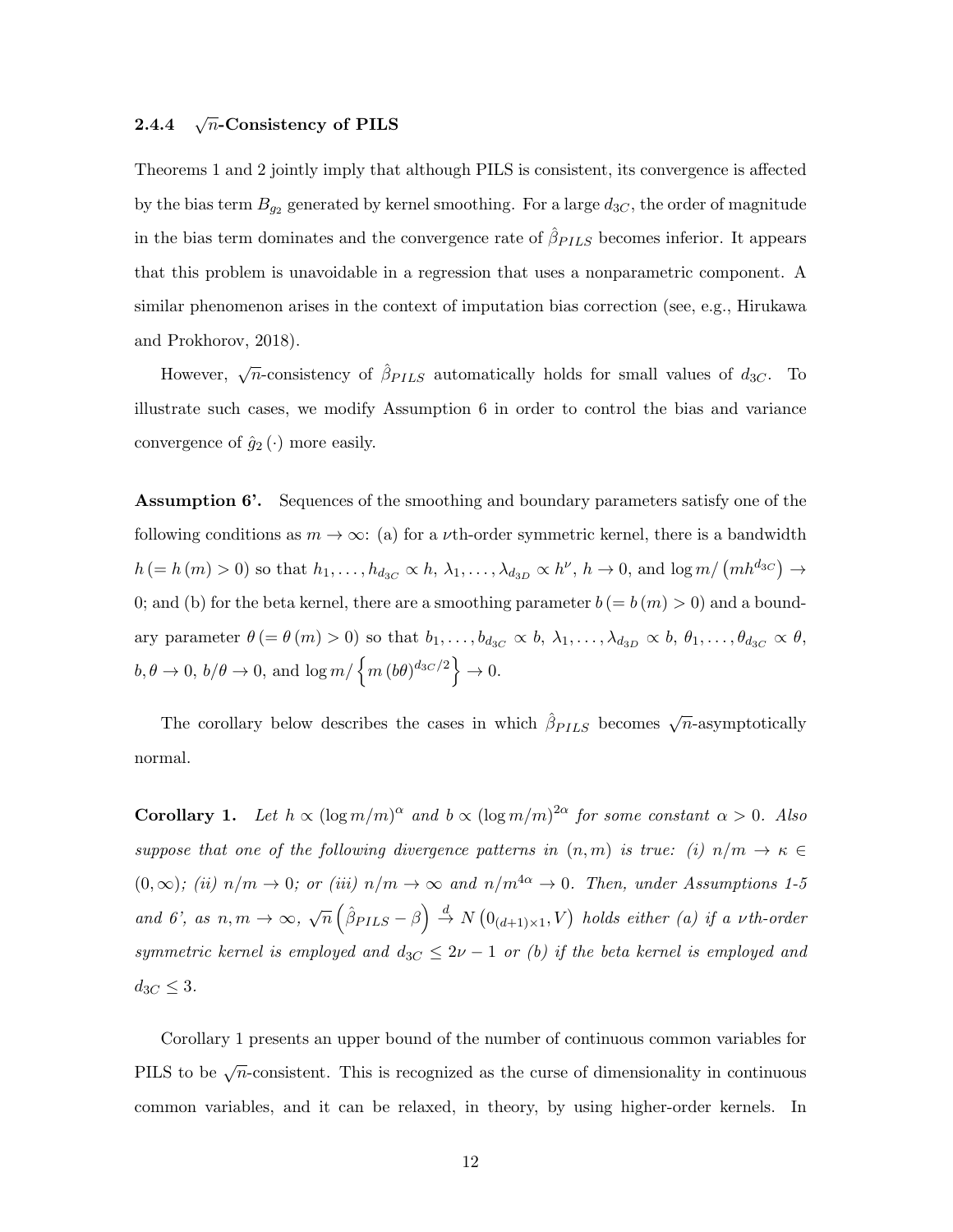#### 2.4.4 $\sqrt{n}$-Consistency of PILS

Theorems 1 and 2 jointly imply that although PILS is consistent, its convergence is affected by the bias term $B_{g_2}$ generated by kernel smoothing. For a large $d_{3C}$, the order of magnitude in the bias term dominates and the convergence rate of $\hat{\beta}_{PILS}$ becomes inferior. It appears that this problem is unavoidable in a regression that uses a nonparametric component. A similar phenomenon arises in the context of imputation bias correction (see, e.g., Hirukawa and Prokhorov, 2018).

However, $\sqrt{n}$-consistency of $\hat{\beta}_{PILS}$ automatically holds for small values of $d_{3C}$. To illustrate such cases, we modify Assumption 6 in order to control the bias and variance convergence of $\hat{g}_2(\cdot)$ more easily.

**Assumption 6'.** Sequences of the smoothing and boundary parameters satisfy one of the following conditions as $m \to \infty$: (a) for a $\nu$th-order symmetric kernel, there is a bandwidth $h (= h(m) > 0)$ so that $h_1, \ldots, h_{d_{3C}} \propto h$, $\lambda_1, \ldots, \lambda_{d_{3D}} \propto h^{\nu}$, $h \to 0$, and $\log m / (mh^{d_{3C}}) \to 0$; and (b) for the beta kernel, there are a smoothing parameter $b (= b(m) > 0)$ and a boundary parameter $\theta (= \theta(m) > 0)$ so that $b_1, \ldots, b_{d_{3C}} \propto b$, $\lambda_1, \ldots, \lambda_{d_{3D}} \propto b$, $\theta_1, \ldots, \theta_{d_{3C}} \propto \theta$, $b, \theta \to 0$, $b/\theta \to 0$, and $\log m / \left\{ m (b\theta)^{d_{3C}/2} \right\} \to 0$.

The corollary below describes the cases in which $\hat{\beta}_{PILS}$ becomes $\sqrt{n}$-asymptotically normal.

**Corollary 1.** *Let $h \propto (\log m/m)^{\alpha}$ and $b \propto (\log m/m)^{2\alpha}$ for some constant $\alpha > 0$. Also suppose that one of the following divergence patterns in $(n, m)$ is true: (i) $n/m \to \kappa \in (0, \infty)$; (ii) $n/m \to 0$; or (iii) $n/m \to \infty$ and $n/m^{4\alpha} \to 0$. Then, under Assumptions 1-5 and 6', as $n, m \to \infty$, $\sqrt{n}\left(\hat{\beta}_{PILS} - \beta\right) \xrightarrow{d} N\left(0_{(d+1)\times 1}, V\right)$ holds either (a) if a $\nu$th-order symmetric kernel is employed and $d_{3C} \leq 2\nu - 1$ or (b) if the beta kernel is employed and $d_{3C} \leq 3$.*

Corollary 1 presents an upper bound of the number of continuous common variables for PILS to be $\sqrt{n}$-consistent. This is recognized as the curse of dimensionality in continuous common variables, and it can be relaxed, in theory, by using higher-order kernels. In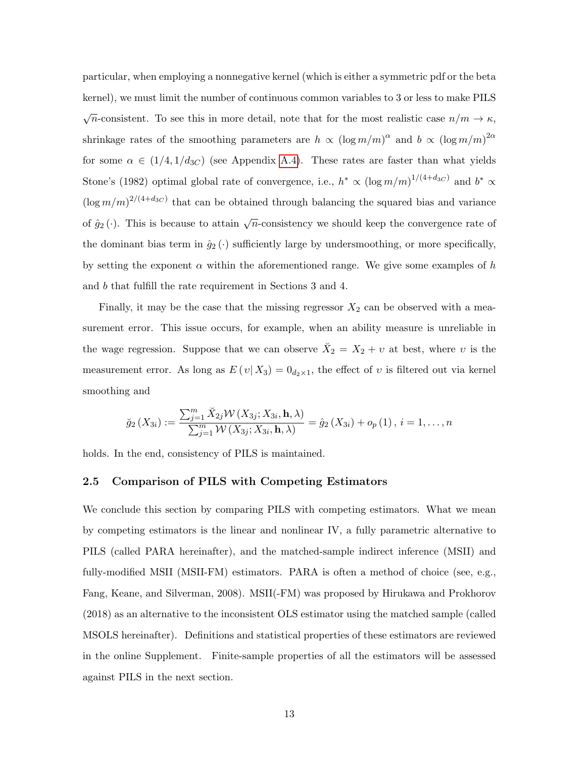particular, when employing a nonnegative kernel (which is either a symmetric pdf or the beta kernel), we must limit the number of continuous common variables to 3 or less to make PILS $\sqrt{n}$-consistent. To see this in more detail, note that for the most realistic case $n/m \to \kappa$, shrinkage rates of the smoothing parameters are $h \propto (\log m/m)^{\alpha}$ and $b \propto (\log m/m)^{2\alpha}$ for some $\alpha \in (1/4, 1/d_{3C})$ (see Appendix A.4). These rates are faster than what yields Stone's (1982) optimal global rate of convergence, i.e., $h^* \propto (\log m/m)^{1/(4+d_{3C})}$ and $b^* \propto (\log m/m)^{2/(4+d_{3C})}$ that can be obtained through balancing the squared bias and variance of $\hat{g}_2(\cdot)$. This is because to attain $\sqrt{n}$-consistency we should keep the convergence rate of the dominant bias term in $\hat{g}_2(\cdot)$ sufficiently large by undersmoothing, or more specifically, by setting the exponent $\alpha$ within the aforementioned range. We give some examples of $h$ and $b$ that fulfill the rate requirement in Sections 3 and 4.

Finally, it may be the case that the missing regressor $X_2$ can be observed with a measurement error. This issue occurs, for example, when an ability measure is unreliable in the wage regression. Suppose that we can observe $\breve{X}_2 = X_2 + \upsilon$ at best, where $\upsilon$ is the measurement error. As long as $E(\upsilon | X_3) = 0_{d_2 \times 1}$, the effect of $\upsilon$ is filtered out via kernel smoothing and

$$\breve{g}_2(X_{3i}) := \frac{\sum_{j=1}^{m} \breve{X}_{2j} \mathcal{W}(X_{3j}; X_{3i}, \mathbf{h}, \lambda)}{\sum_{j=1}^{m} \mathcal{W}(X_{3j}; X_{3i}, \mathbf{h}, \lambda)} = \hat{g}_2(X_{3i}) + o_p(1), \; i = 1, \ldots, n$$

holds. In the end, consistency of PILS is maintained.

### 2.5 Comparison of PILS with Competing Estimators

We conclude this section by comparing PILS with competing estimators. What we mean by competing estimators is the linear and nonlinear IV, a fully parametric alternative to PILS (called PARA hereinafter), and the matched-sample indirect inference (MSII) and fully-modified MSII (MSII-FM) estimators. PARA is often a method of choice (see, e.g., Fang, Keane, and Silverman, 2008). MSII(-FM) was proposed by Hirukawa and Prokhorov (2018) as an alternative to the inconsistent OLS estimator using the matched sample (called MSOLS hereinafter). Definitions and statistical properties of these estimators are reviewed in the online Supplement. Finite-sample properties of all the estimators will be assessed against PILS in the next section.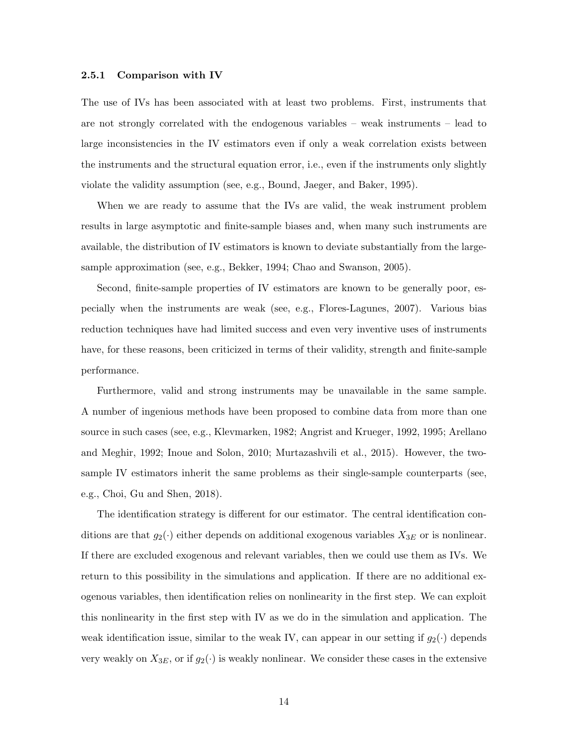### 2.5.1 Comparison with IV

The use of IVs has been associated with at least two problems. First, instruments that are not strongly correlated with the endogenous variables – weak instruments – lead to large inconsistencies in the IV estimators even if only a weak correlation exists between the instruments and the structural equation error, i.e., even if the instruments only slightly violate the validity assumption (see, e.g., Bound, Jaeger, and Baker, 1995).

When we are ready to assume that the IVs are valid, the weak instrument problem results in large asymptotic and finite-sample biases and, when many such instruments are available, the distribution of IV estimators is known to deviate substantially from the large-sample approximation (see, e.g., Bekker, 1994; Chao and Swanson, 2005).

Second, finite-sample properties of IV estimators are known to be generally poor, especially when the instruments are weak (see, e.g., Flores-Lagunes, 2007). Various bias reduction techniques have had limited success and even very inventive uses of instruments have, for these reasons, been criticized in terms of their validity, strength and finite-sample performance.

Furthermore, valid and strong instruments may be unavailable in the same sample. A number of ingenious methods have been proposed to combine data from more than one source in such cases (see, e.g., Klevmarken, 1982; Angrist and Krueger, 1992, 1995; Arellano and Meghir, 1992; Inoue and Solon, 2010; Murtazashvili et al., 2015). However, the two-sample IV estimators inherit the same problems as their single-sample counterparts (see, e.g., Choi, Gu and Shen, 2018).

The identification strategy is different for our estimator. The central identification conditions are that $g_2(\cdot)$ either depends on additional exogenous variables $X_{3E}$ or is nonlinear. If there are excluded exogenous and relevant variables, then we could use them as IVs. We return to this possibility in the simulations and application. If there are no additional exogenous variables, then identification relies on nonlinearity in the first step. We can exploit this nonlinearity in the first step with IV as we do in the simulation and application. The weak identification issue, similar to the weak IV, can appear in our setting if $g_2(\cdot)$ depends very weakly on $X_{3E}$, or if $g_2(\cdot)$ is weakly nonlinear. We consider these cases in the extensive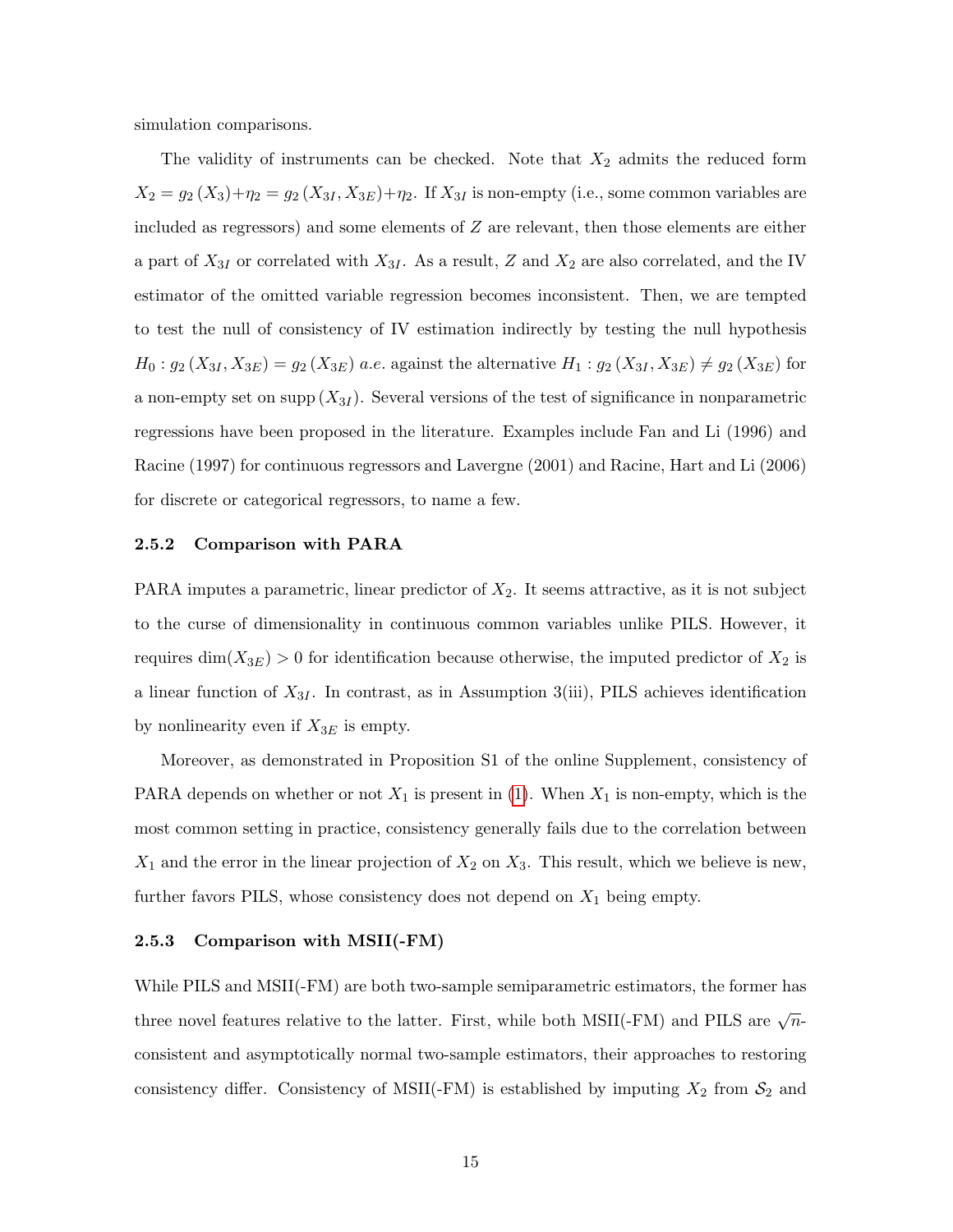simulation comparisons.

The validity of instruments can be checked. Note that $X_2$ admits the reduced form $X_2 = g_2(X_3) + \eta_2 = g_2(X_{3I}, X_{3E}) + \eta_2$. If $X_{3I}$ is non-empty (i.e., some common variables are included as regressors) and some elements of $Z$ are relevant, then those elements are either a part of $X_{3I}$ or correlated with $X_{3I}$. As a result, $Z$ and $X_2$ are also correlated, and the IV estimator of the omitted variable regression becomes inconsistent. Then, we are tempted to test the null of consistency of IV estimation indirectly by testing the null hypothesis $H_0 : g_2(X_{3I}, X_{3E}) = g_2(X_{3E})$ *a.e.* against the alternative $H_1 : g_2(X_{3I}, X_{3E}) \neq g_2(X_{3E})$ for a non-empty set on $\text{supp}(X_{3I})$. Several versions of the test of significance in nonparametric regressions have been proposed in the literature. Examples include Fan and Li (1996) and Racine (1997) for continuous regressors and Lavergne (2001) and Racine, Hart and Li (2006) for discrete or categorical regressors, to name a few.

### 2.5.2 Comparison with PARA

PARA imputes a parametric, linear predictor of $X_2$. It seems attractive, as it is not subject to the curse of dimensionality in continuous common variables unlike PILS. However, it requires $\dim(X_{3E}) > 0$ for identification because otherwise, the imputed predictor of $X_2$ is a linear function of $X_{3I}$. In contrast, as in Assumption 3(iii), PILS achieves identification by nonlinearity even if $X_{3E}$ is empty.

Moreover, as demonstrated in Proposition S1 of the online Supplement, consistency of PARA depends on whether or not $X_1$ is present in (1). When $X_1$ is non-empty, which is the most common setting in practice, consistency generally fails due to the correlation between $X_1$ and the error in the linear projection of $X_2$ on $X_3$. This result, which we believe is new, further favors PILS, whose consistency does not depend on $X_1$ being empty.

### 2.5.3 Comparison with MSII(-FM)

While PILS and MSII(-FM) are both two-sample semiparametric estimators, the former has three novel features relative to the latter. First, while both MSII(-FM) and PILS are $\sqrt{n}$-consistent and asymptotically normal two-sample estimators, their approaches to restoring consistency differ. Consistency of MSII(-FM) is established by imputing $X_2$ from $\mathcal{S}_2$ and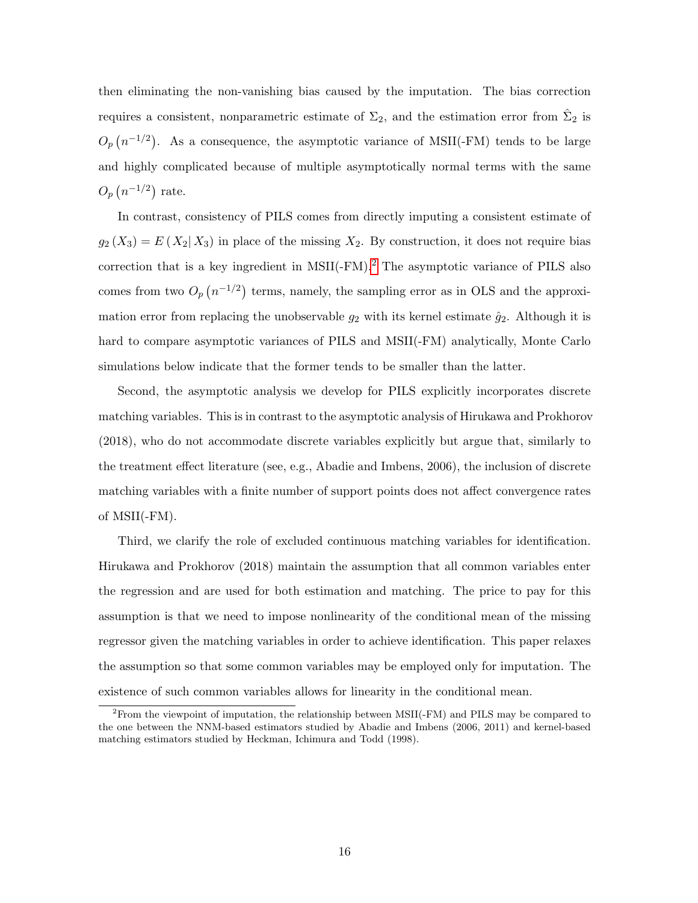then eliminating the non-vanishing bias caused by the imputation. The bias correction requires a consistent, nonparametric estimate of $\Sigma_2$, and the estimation error from $\hat{\Sigma}_2$ is $O_p\left(n^{-1/2}\right)$. As a consequence, the asymptotic variance of MSII(-FM) tends to be large and highly complicated because of multiple asymptotically normal terms with the same $O_p\left(n^{-1/2}\right)$ rate.

In contrast, consistency of PILS comes from directly imputing a consistent estimate of $g_2\left(X_3\right) = E\left(X_2 | X_3\right)$ in place of the missing $X_2$. By construction, it does not require bias correction that is a key ingredient in MSII(-FM).[2] The asymptotic variance of PILS also comes from two $O_p\left(n^{-1/2}\right)$ terms, namely, the sampling error as in OLS and the approximation error from replacing the unobservable $g_2$ with its kernel estimate $\hat{g}_2$. Although it is hard to compare asymptotic variances of PILS and MSII(-FM) analytically, Monte Carlo simulations below indicate that the former tends to be smaller than the latter.

Second, the asymptotic analysis we develop for PILS explicitly incorporates discrete matching variables. This is in contrast to the asymptotic analysis of Hirukawa and Prokhorov (2018), who do not accommodate discrete variables explicitly but argue that, similarly to the treatment effect literature (see, e.g., Abadie and Imbens, 2006), the inclusion of discrete matching variables with a finite number of support points does not affect convergence rates of MSII(-FM).

Third, we clarify the role of excluded continuous matching variables for identification. Hirukawa and Prokhorov (2018) maintain the assumption that all common variables enter the regression and are used for both estimation and matching. The price to pay for this assumption is that we need to impose nonlinearity of the conditional mean of the missing regressor given the matching variables in order to achieve identification. This paper relaxes the assumption so that some common variables may be employed only for imputation. The existence of such common variables allows for linearity in the conditional mean.

[2] From the viewpoint of imputation, the relationship between MSII(-FM) and PILS may be compared to the one between the NNM-based estimators studied by Abadie and Imbens (2006, 2011) and kernel-based matching estimators studied by Heckman, Ichimura and Todd (1998).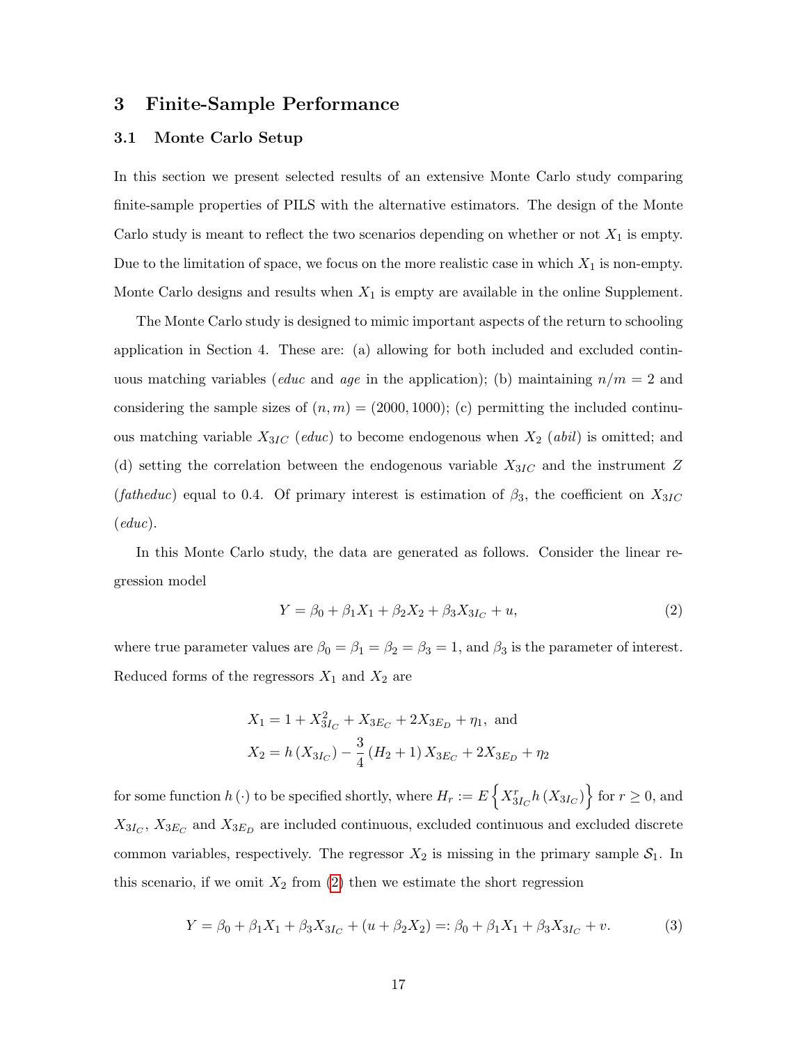## 3 Finite-Sample Performance

### 3.1 Monte Carlo Setup

In this section we present selected results of an extensive Monte Carlo study comparing finite-sample properties of PILS with the alternative estimators. The design of the Monte Carlo study is meant to reflect the two scenarios depending on whether or not $X_1$ is empty. Due to the limitation of space, we focus on the more realistic case in which $X_1$ is non-empty. Monte Carlo designs and results when $X_1$ is empty are available in the online Supplement.

The Monte Carlo study is designed to mimic important aspects of the return to schooling application in Section 4. These are: (a) allowing for both included and excluded continuous matching variables (*educ* and *age* in the application); (b) maintaining $n/m = 2$ and considering the sample sizes of $(n, m) = (2000, 1000)$; (c) permitting the included continuous matching variable $X_{3IC}$ (*educ*) to become endogenous when $X_2$ (*abil*) is omitted; and (d) setting the correlation between the endogenous variable $X_{3IC}$ and the instrument $Z$ (*fatheduc*) equal to 0.4. Of primary interest is estimation of $\beta_3$, the coefficient on $X_{3IC}$ (*educ*).

In this Monte Carlo study, the data are generated as follows. Consider the linear regression model

$$Y = \beta_0 + \beta_1 X_1 + \beta_2 X_2 + \beta_3 X_{3I_C} + u, \tag{2}$$

where true parameter values are $\beta_0 = \beta_1 = \beta_2 = \beta_3 = 1$, and $\beta_3$ is the parameter of interest. Reduced forms of the regressors $X_1$ and $X_2$ are

$$\begin{aligned} X_1 &= 1 + X_{3I_C}^2 + X_{3E_C} + 2X_{3E_D} + \eta_1, \text{ and} \\ X_2 &= h\left(X_{3I_C}\right) - \frac{3}{4}\left(H_2 + 1\right) X_{3E_C} + 2X_{3E_D} + \eta_2 \end{aligned}$$

for some function $h(\cdot)$ to be specified shortly, where $H_r := E\left\{X_{3I_C}^r h\left(X_{3I_C}\right)\right\}$ for $r \geq 0$, and $X_{3I_C}$, $X_{3E_C}$ and $X_{3E_D}$ are included continuous, excluded continuous and excluded discrete common variables, respectively. The regressor $X_2$ is missing in the primary sample $\mathcal{S}_1$. In this scenario, if we omit $X_2$ from (2) then we estimate the short regression

$$Y = \beta_0 + \beta_1 X_1 + \beta_3 X_{3I_C} + (u + \beta_2 X_2) =: \beta_0 + \beta_1 X_1 + \beta_3 X_{3I_C} + v. \tag{3}$$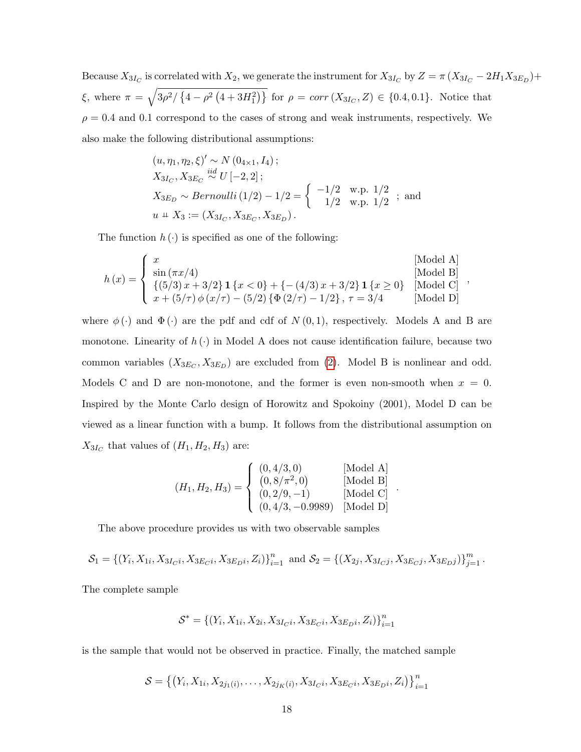Because $X_{3I_C}$ is correlated with $X_2$, we generate the instrument for $X_{3I_C}$ by $Z = \pi\left(X_{3I_C} - 2H_1 X_{3E_D}\right) + \xi$, where $\pi = \sqrt{3\rho^2 / \left\{4 - \rho^2\left(4 + 3H_1^2\right)\right\}}$ for $\rho = corr\left(X_{3I_C}, Z\right) \in \{0.4, 0.1\}$. Notice that $\rho = 0.4$ and $0.1$ correspond to the cases of strong and weak instruments, respectively. We also make the following distributional assumptions:

$$
\begin{aligned}
&(u, \eta_1, \eta_2, \xi)' \sim N\left(0_{4\times 1}, I_4\right);\\
&X_{3I_C}, X_{3E_C} \overset{iid}{\sim} U\left[-2, 2\right];\\
&X_{3E_D} \sim Bernoulli\left(1/2\right) - 1/2 = \begin{cases} -1/2 & \text{w.p. } 1/2 \\ 1/2 & \text{w.p. } 1/2 \end{cases}; \text{ and}\\
&u \perp\!\!\!\perp X_3 := \left(X_{3I_C}, X_{3E_C}, X_{3E_D}\right).
\end{aligned}
$$

The function $h(\cdot)$ is specified as one of the following:

$$
h(x) = \begin{cases}
x & \text{[Model A]}\\
\sin\left(\pi x/4\right) & \text{[Model B]}\\
\left\{(5/3)x + 3/2\right\}\mathbf{1}\{x < 0\} + \left\{-(4/3)x + 3/2\right\}\mathbf{1}\{x \geq 0\} & \text{[Model C]}\\
x + (5/\tau)\,\phi\left(x/\tau\right) - (5/2)\left\{\Phi\left(2/\tau\right) - 1/2\right\},\ \tau = 3/4 & \text{[Model D]}
\end{cases},
$$

where $\phi(\cdot)$ and $\Phi(\cdot)$ are the pdf and cdf of $N(0,1)$, respectively. Models A and B are monotone. Linearity of $h(\cdot)$ in Model A does not cause identification failure, because two common variables $\left(X_{3E_C}, X_{3E_D}\right)$ are excluded from (2). Model B is nonlinear and odd. Models C and D are non-monotone, and the former is even non-smooth when $x = 0$. Inspired by the Monte Carlo design of Horowitz and Spokoiny (2001), Model D can be viewed as a linear function with a bump. It follows from the distributional assumption on $X_{3I_C}$ that values of $(H_1, H_2, H_3)$ are:

$$
(H_1, H_2, H_3) = \begin{cases}
(0, 4/3, 0) & \text{[Model A]}\\
\left(0, 8/\pi^2, 0\right) & \text{[Model B]}\\
(0, 2/9, -1) & \text{[Model C]}\\
(0, 4/3, -0.9989) & \text{[Model D]}
\end{cases}.
$$

The above procedure provides us with two observable samples

$$
\mathcal{S}_1 = \left\{\left(Y_i, X_{1i}, X_{3I_C i}, X_{3E_C i}, X_{3E_D i}, Z_i\right)\right\}_{i=1}^n \text{ and } \mathcal{S}_2 = \left\{\left(X_{2j}, X_{3I_C j}, X_{3E_C j}, X_{3E_D j}\right)\right\}_{j=1}^m.
$$

The complete sample

$$
\mathcal{S}^* = \left\{\left(Y_i, X_{1i}, X_{2i}, X_{3I_C i}, X_{3E_C i}, X_{3E_D i}, Z_i\right)\right\}_{i=1}^n
$$

is the sample that would not be observed in practice. Finally, the matched sample

$$
\mathcal{S} = \left\{\left(Y_i, X_{1i}, X_{2j_1(i)}, \ldots, X_{2j_K(i)}, X_{3I_C i}, X_{3E_C i}, X_{3E_D i}, Z_i\right)\right\}_{i=1}^n
$$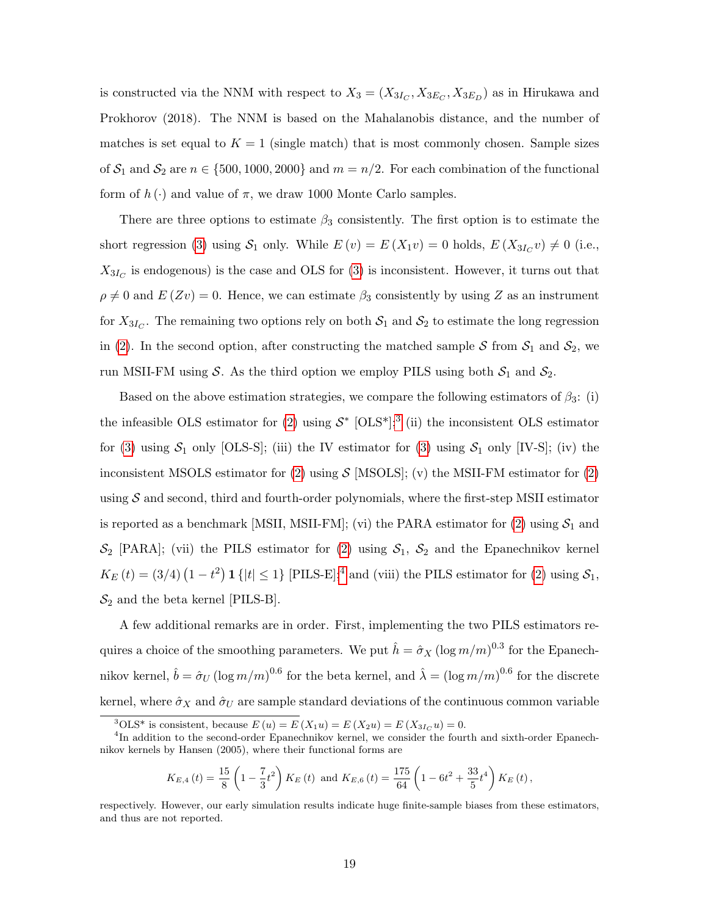is constructed via the NNM with respect to $X_3 = (X_{3I_C}, X_{3E_C}, X_{3E_D})$ as in Hirukawa and Prokhorov (2018). The NNM is based on the Mahalanobis distance, and the number of matches is set equal to $K = 1$ (single match) that is most commonly chosen. Sample sizes of $\mathcal{S}_1$ and $\mathcal{S}_2$ are $n \in \{500, 1000, 2000\}$ and $m = n/2$. For each combination of the functional form of $h(\cdot)$ and value of $\pi$, we draw 1000 Monte Carlo samples.

There are three options to estimate $\beta_3$ consistently. The first option is to estimate the short regression (3) using $\mathcal{S}_1$ only. While $E(v) = E(X_1 v) = 0$ holds, $E(X_{3I_C} v) \neq 0$ (i.e., $X_{3I_C}$ is endogenous) is the case and OLS for (3) is inconsistent. However, it turns out that $\rho \neq 0$ and $E(Zv) = 0$. Hence, we can estimate $\beta_3$ consistently by using $Z$ as an instrument for $X_{3I_C}$. The remaining two options rely on both $\mathcal{S}_1$ and $\mathcal{S}_2$ to estimate the long regression in (2). In the second option, after constructing the matched sample $\mathcal{S}$ from $\mathcal{S}_1$ and $\mathcal{S}_2$, we run MSII-FM using $\mathcal{S}$. As the third option we employ PILS using both $\mathcal{S}_1$ and $\mathcal{S}_2$.

Based on the above estimation strategies, we compare the following estimators of $\beta_3$: (i) the infeasible OLS estimator for (2) using $\mathcal{S}^*$ [OLS*];[3] (ii) the inconsistent OLS estimator for (3) using $\mathcal{S}_1$ only [OLS-S]; (iii) the IV estimator for (3) using $\mathcal{S}_1$ only [IV-S]; (iv) the inconsistent MSOLS estimator for (2) using $\mathcal{S}$ [MSOLS]; (v) the MSII-FM estimator for (2) using $\mathcal{S}$ and second, third and fourth-order polynomials, where the first-step MSII estimator is reported as a benchmark [MSII, MSII-FM]; (vi) the PARA estimator for (2) using $\mathcal{S}_1$ and $\mathcal{S}_2$ [PARA]; (vii) the PILS estimator for (2) using $\mathcal{S}_1$, $\mathcal{S}_2$ and the Epanechnikov kernel $K_E(t) = (3/4)(1 - t^2)\mathbf{1}\{|t| \leq 1\}$ [PILS-E];[4] and (viii) the PILS estimator for (2) using $\mathcal{S}_1$, $\mathcal{S}_2$ and the beta kernel [PILS-B].

A few additional remarks are in order. First, implementing the two PILS estimators requires a choice of the smoothing parameters. We put $\hat{h} = \hat{\sigma}_X (\log m/m)^{0.3}$ for the Epanechnikov kernel, $\hat{b} = \hat{\sigma}_U (\log m/m)^{0.6}$ for the beta kernel, and $\hat{\lambda} = (\log m/m)^{0.6}$ for the discrete kernel, where $\hat{\sigma}_X$ and $\hat{\sigma}_U$ are sample standard deviations of the continuous common variable

---

[3] OLS* is consistent, because $E(u) = E(X_1 u) = E(X_2 u) = E(X_{3I_C} u) = 0$.

[4] In addition to the second-order Epanechnikov kernel, we consider the fourth and sixth-order Epanechnikov kernels by Hansen (2005), where their functional forms are

$$K_{E,4}(t) = \frac{15}{8}\left(1 - \frac{7}{3}t^2\right) K_E(t) \text{ and } K_{E,6}(t) = \frac{175}{64}\left(1 - 6t^2 + \frac{33}{5}t^4\right) K_E(t),$$

respectively. However, our early simulation results indicate huge finite-sample biases from these estimators, and thus are not reported.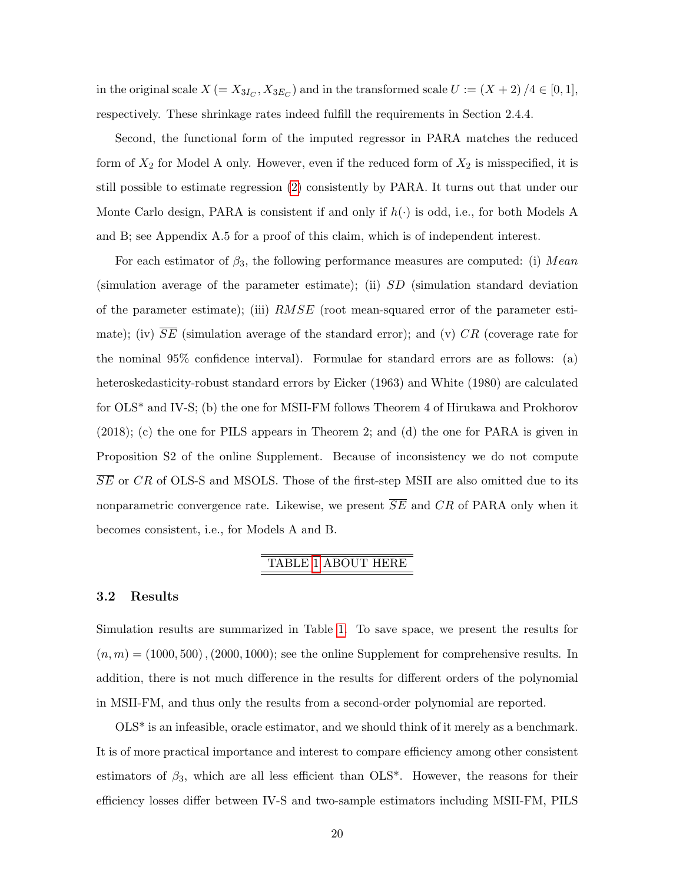in the original scale $X\ (= X_{3I_C}, X_{3E_C})$ and in the transformed scale $U := (X+2)/4 \in [0,1]$, respectively. These shrinkage rates indeed fulfill the requirements in Section 2.4.4.

Second, the functional form of the imputed regressor in PARA matches the reduced form of $X_2$ for Model A only. However, even if the reduced form of $X_2$ is misspecified, it is still possible to estimate regression (2) consistently by PARA. It turns out that under our Monte Carlo design, PARA is consistent if and only if $h(\cdot)$ is odd, i.e., for both Models A and B; see Appendix A.5 for a proof of this claim, which is of independent interest.

For each estimator of $\beta_3$, the following performance measures are computed: (i) $Mean$ (simulation average of the parameter estimate); (ii) $SD$ (simulation standard deviation of the parameter estimate); (iii) $RMSE$ (root mean-squared error of the parameter estimate); (iv) $\overline{SE}$ (simulation average of the standard error); and (v) $CR$ (coverage rate for the nominal 95% confidence interval). Formulae for standard errors are as follows: (a) heteroskedasticity-robust standard errors by Eicker (1963) and White (1980) are calculated for OLS* and IV-S; (b) the one for MSII-FM follows Theorem 4 of Hirukawa and Prokhorov (2018); (c) the one for PILS appears in Theorem 2; and (d) the one for PARA is given in Proposition S2 of the online Supplement. Because of inconsistency we do not compute $\overline{SE}$ or $CR$ of OLS-S and MSOLS. Those of the first-step MSII are also omitted due to its nonparametric convergence rate. Likewise, we present $\overline{SE}$ and $CR$ of PARA only when it becomes consistent, i.e., for Models A and B.

TABLE 1 ABOUT HERE

### 3.2 Results

Simulation results are summarized in Table 1. To save space, we present the results for $(n,m) = (1000, 500), (2000, 1000)$; see the online Supplement for comprehensive results. In addition, there is not much difference in the results for different orders of the polynomial in MSII-FM, and thus only the results from a second-order polynomial are reported.

OLS* is an infeasible, oracle estimator, and we should think of it merely as a benchmark. It is of more practical importance and interest to compare efficiency among other consistent estimators of $\beta_3$, which are all less efficient than OLS*. However, the reasons for their efficiency losses differ between IV-S and two-sample estimators including MSII-FM, PILS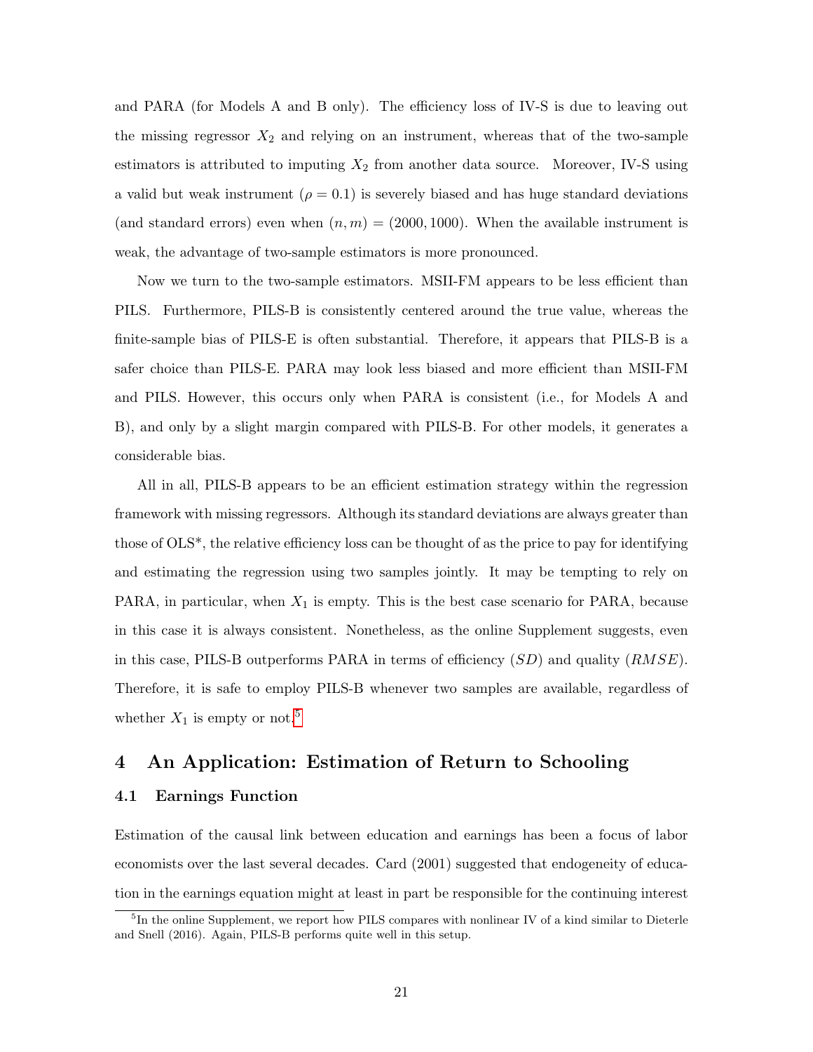and PARA (for Models A and B only). The efficiency loss of IV-S is due to leaving out the missing regressor $X_2$ and relying on an instrument, whereas that of the two-sample estimators is attributed to imputing $X_2$ from another data source. Moreover, IV-S using a valid but weak instrument ($\rho = 0.1$) is severely biased and has huge standard deviations (and standard errors) even when $(n, m) = (2000, 1000)$. When the available instrument is weak, the advantage of two-sample estimators is more pronounced.

Now we turn to the two-sample estimators. MSII-FM appears to be less efficient than PILS. Furthermore, PILS-B is consistently centered around the true value, whereas the finite-sample bias of PILS-E is often substantial. Therefore, it appears that PILS-B is a safer choice than PILS-E. PARA may look less biased and more efficient than MSII-FM and PILS. However, this occurs only when PARA is consistent (i.e., for Models A and B), and only by a slight margin compared with PILS-B. For other models, it generates a considerable bias.

All in all, PILS-B appears to be an efficient estimation strategy within the regression framework with missing regressors. Although its standard deviations are always greater than those of OLS*, the relative efficiency loss can be thought of as the price to pay for identifying and estimating the regression using two samples jointly. It may be tempting to rely on PARA, in particular, when $X_1$ is empty. This is the best case scenario for PARA, because in this case it is always consistent. Nonetheless, as the online Supplement suggests, even in this case, PILS-B outperforms PARA in terms of efficiency ($SD$) and quality ($RMSE$). Therefore, it is safe to employ PILS-B whenever two samples are available, regardless of whether $X_1$ is empty or not.[5]

# 4 An Application: Estimation of Return to Schooling

## 4.1 Earnings Function

Estimation of the causal link between education and earnings has been a focus of labor economists over the last several decades. Card (2001) suggested that endogeneity of education in the earnings equation might at least in part be responsible for the continuing interest

[5] In the online Supplement, we report how PILS compares with nonlinear IV of a kind similar to Dieterle and Snell (2016). Again, PILS-B performs quite well in this setup.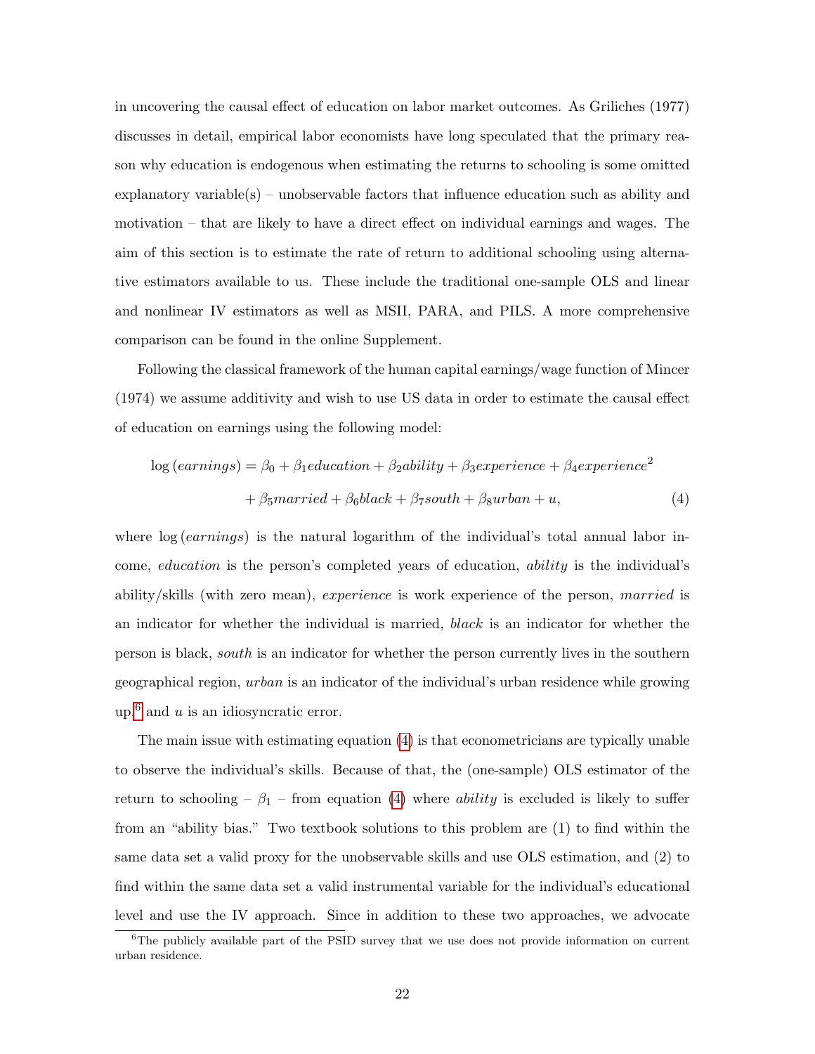in uncovering the causal effect of education on labor market outcomes. As Griliches (1977) discusses in detail, empirical labor economists have long speculated that the primary reason why education is endogenous when estimating the returns to schooling is some omitted explanatory variable(s) – unobservable factors that influence education such as ability and motivation – that are likely to have a direct effect on individual earnings and wages. The aim of this section is to estimate the rate of return to additional schooling using alternative estimators available to us. These include the traditional one-sample OLS and linear and nonlinear IV estimators as well as MSII, PARA, and PILS. A more comprehensive comparison can be found in the online Supplement.

Following the classical framework of the human capital earnings/wage function of Mincer (1974) we assume additivity and wish to use US data in order to estimate the causal effect of education on earnings using the following model:

$$\log(earnings) = \beta_0 + \beta_1 education + \beta_2 ability + \beta_3 experience + \beta_4 experience^2 + \beta_5 married + \beta_6 black + \beta_7 south + \beta_8 urban + u, \tag{4}$$

where $\log(earnings)$ is the natural logarithm of the individual's total annual labor income, *education* is the person's completed years of education, *ability* is the individual's ability/skills (with zero mean), *experience* is work experience of the person, *married* is an indicator for whether the individual is married, *black* is an indicator for whether the person is black, *south* is an indicator for whether the person currently lives in the southern geographical region, *urban* is an indicator of the individual's urban residence while growing up,[6] and $u$ is an idiosyncratic error.

The main issue with estimating equation (4) is that econometricians are typically unable to observe the individual's skills. Because of that, the (one-sample) OLS estimator of the return to schooling – $\beta_1$ – from equation (4) where *ability* is excluded is likely to suffer from an "ability bias." Two textbook solutions to this problem are (1) to find within the same data set a valid proxy for the unobservable skills and use OLS estimation, and (2) to find within the same data set a valid instrumental variable for the individual's educational level and use the IV approach. Since in addition to these two approaches, we advocate

[6] The publicly available part of the PSID survey that we use does not provide information on current urban residence.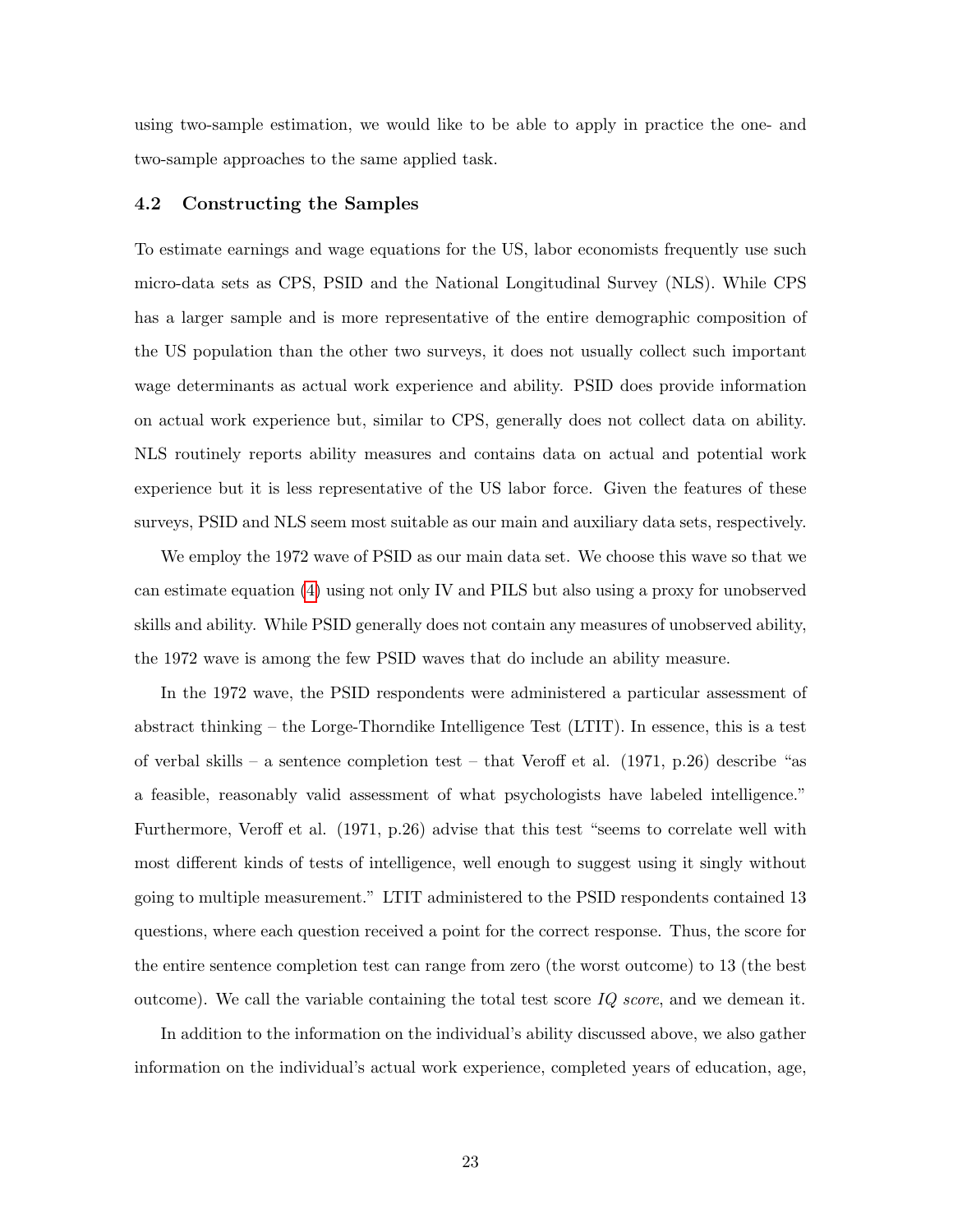using two-sample estimation, we would like to be able to apply in practice the one- and two-sample approaches to the same applied task.

### 4.2 Constructing the Samples

To estimate earnings and wage equations for the US, labor economists frequently use such micro-data sets as CPS, PSID and the National Longitudinal Survey (NLS). While CPS has a larger sample and is more representative of the entire demographic composition of the US population than the other two surveys, it does not usually collect such important wage determinants as actual work experience and ability. PSID does provide information on actual work experience but, similar to CPS, generally does not collect data on ability. NLS routinely reports ability measures and contains data on actual and potential work experience but it is less representative of the US labor force. Given the features of these surveys, PSID and NLS seem most suitable as our main and auxiliary data sets, respectively.

We employ the 1972 wave of PSID as our main data set. We choose this wave so that we can estimate equation (4) using not only IV and PILS but also using a proxy for unobserved skills and ability. While PSID generally does not contain any measures of unobserved ability, the 1972 wave is among the few PSID waves that do include an ability measure.

In the 1972 wave, the PSID respondents were administered a particular assessment of abstract thinking – the Lorge-Thorndike Intelligence Test (LTIT). In essence, this is a test of verbal skills – a sentence completion test – that Veroff et al. (1971, p.26) describe "as a feasible, reasonably valid assessment of what psychologists have labeled intelligence." Furthermore, Veroff et al. (1971, p.26) advise that this test "seems to correlate well with most different kinds of tests of intelligence, well enough to suggest using it singly without going to multiple measurement." LTIT administered to the PSID respondents contained 13 questions, where each question received a point for the correct response. Thus, the score for the entire sentence completion test can range from zero (the worst outcome) to 13 (the best outcome). We call the variable containing the total test score *IQ score*, and we demean it.

In addition to the information on the individual's ability discussed above, we also gather information on the individual's actual work experience, completed years of education, age,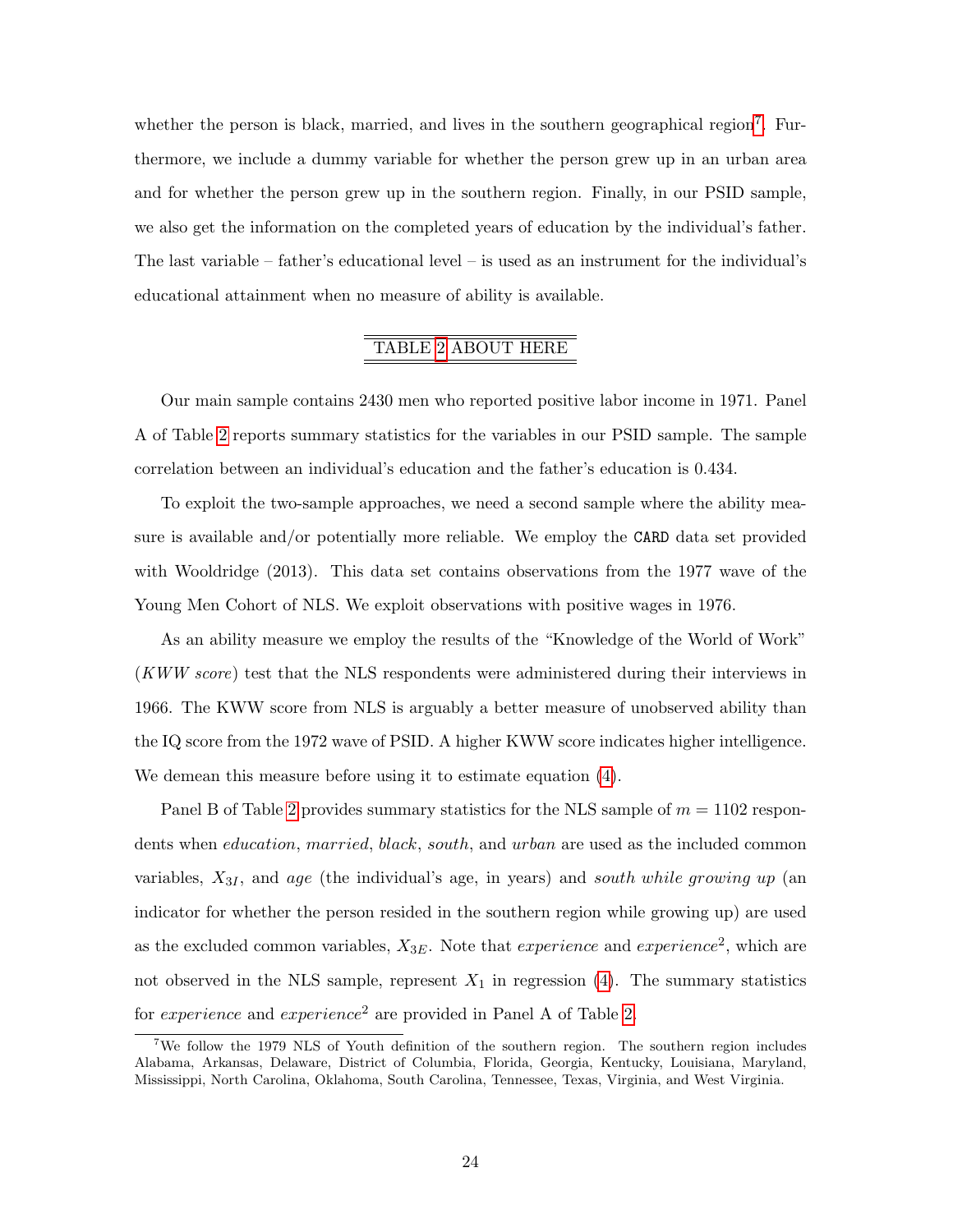whether the person is black, married, and lives in the southern geographical region[7]. Furthermore, we include a dummy variable for whether the person grew up in an urban area and for whether the person grew up in the southern region. Finally, in our PSID sample, we also get the information on the completed years of education by the individual's father. The last variable – father's educational level – is used as an instrument for the individual's educational attainment when no measure of ability is available.

TABLE 2 ABOUT HERE

Our main sample contains 2430 men who reported positive labor income in 1971. Panel A of Table 2 reports summary statistics for the variables in our PSID sample. The sample correlation between an individual's education and the father's education is 0.434.

To exploit the two-sample approaches, we need a second sample where the ability measure is available and/or potentially more reliable. We employ the `CARD` data set provided with Wooldridge (2013). This data set contains observations from the 1977 wave of the Young Men Cohort of NLS. We exploit observations with positive wages in 1976.

As an ability measure we employ the results of the "Knowledge of the World of Work" (*KWW score*) test that the NLS respondents were administered during their interviews in 1966. The KWW score from NLS is arguably a better measure of unobserved ability than the IQ score from the 1972 wave of PSID. A higher KWW score indicates higher intelligence. We demean this measure before using it to estimate equation (4).

Panel B of Table 2 provides summary statistics for the NLS sample of $m = 1102$ respondents when *education*, *married*, *black*, *south*, and *urban* are used as the included common variables, $X_{3I}$, and *age* (the individual's age, in years) and *south while growing up* (an indicator for whether the person resided in the southern region while growing up) are used as the excluded common variables, $X_{3E}$. Note that *experience* and *experience*$^2$, which are not observed in the NLS sample, represent $X_1$ in regression (4). The summary statistics for *experience* and *experience*$^2$ are provided in Panel A of Table 2.

[7] We follow the 1979 NLS of Youth definition of the southern region. The southern region includes Alabama, Arkansas, Delaware, District of Columbia, Florida, Georgia, Kentucky, Louisiana, Maryland, Mississippi, North Carolina, Oklahoma, South Carolina, Tennessee, Texas, Virginia, and West Virginia.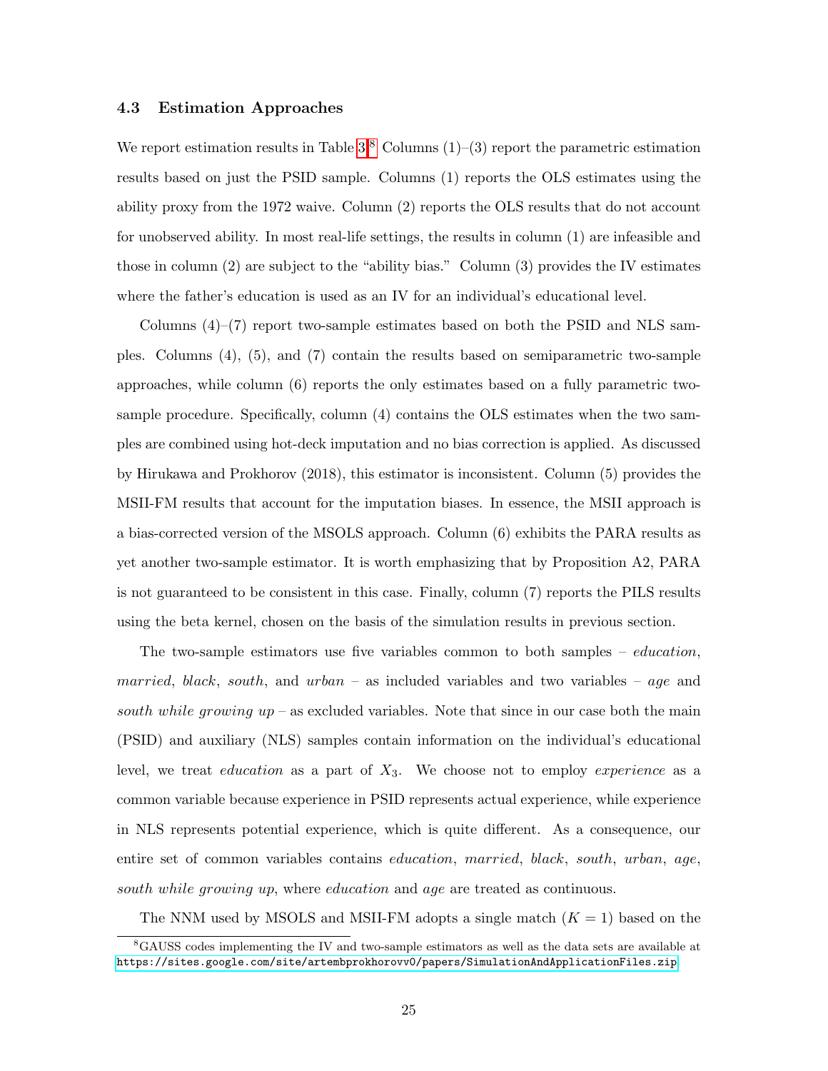### 4.3 Estimation Approaches

We report estimation results in Table 3.[8] Columns (1)–(3) report the parametric estimation results based on just the PSID sample. Columns (1) reports the OLS estimates using the ability proxy from the 1972 waive. Column (2) reports the OLS results that do not account for unobserved ability. In most real-life settings, the results in column (1) are infeasible and those in column (2) are subject to the "ability bias." Column (3) provides the IV estimates where the father's education is used as an IV for an individual's educational level.

Columns (4)–(7) report two-sample estimates based on both the PSID and NLS samples. Columns (4), (5), and (7) contain the results based on semiparametric two-sample approaches, while column (6) reports the only estimates based on a fully parametric two-sample procedure. Specifically, column (4) contains the OLS estimates when the two samples are combined using hot-deck imputation and no bias correction is applied. As discussed by Hirukawa and Prokhorov (2018), this estimator is inconsistent. Column (5) provides the MSII-FM results that account for the imputation biases. In essence, the MSII approach is a bias-corrected version of the MSOLS approach. Column (6) exhibits the PARA results as yet another two-sample estimator. It is worth emphasizing that by Proposition A2, PARA is not guaranteed to be consistent in this case. Finally, column (7) reports the PILS results using the beta kernel, chosen on the basis of the simulation results in previous section.

The two-sample estimators use five variables common to both samples – *education*, *married*, *black*, *south*, and *urban* – as included variables and two variables – *age* and *south while growing up* – as excluded variables. Note that since in our case both the main (PSID) and auxiliary (NLS) samples contain information on the individual's educational level, we treat *education* as a part of $X_3$. We choose not to employ *experience* as a common variable because experience in PSID represents actual experience, while experience in NLS represents potential experience, which is quite different. As a consequence, our entire set of common variables contains *education*, *married*, *black*, *south*, *urban*, *age*, *south while growing up*, where *education* and *age* are treated as continuous.

The NNM used by MSOLS and MSII-FM adopts a single match ($K = 1$) based on the

[8] GAUSS codes implementing the IV and two-sample estimators as well as the data sets are available at https://sites.google.com/site/artembprokhorovv0/papers/SimulationAndApplicationFiles.zip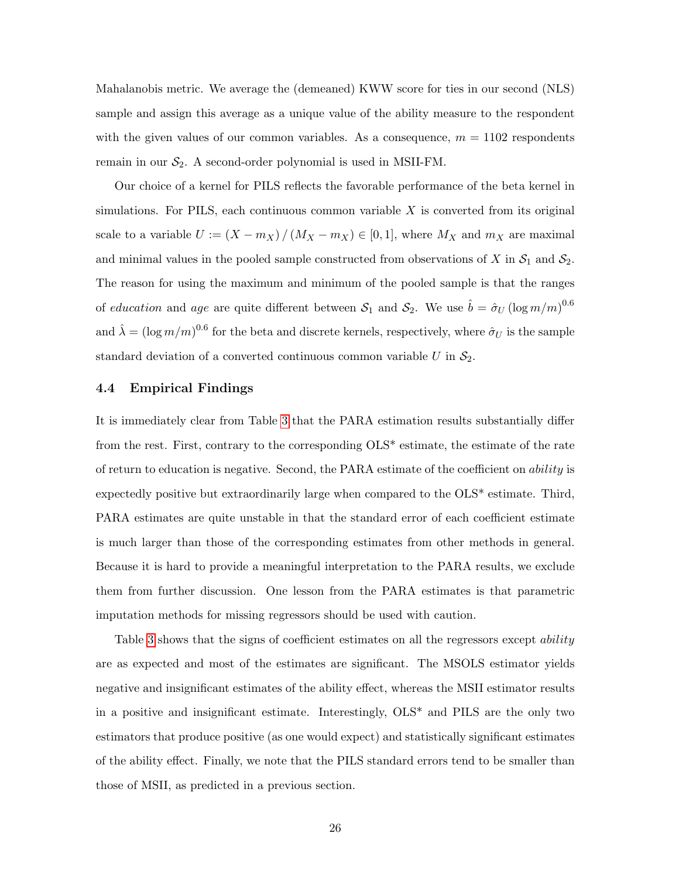Mahalanobis metric. We average the (demeaned) KWW score for ties in our second (NLS) sample and assign this average as a unique value of the ability measure to the respondent with the given values of our common variables. As a consequence, $m = 1102$ respondents remain in our $\mathcal{S}_2$. A second-order polynomial is used in MSII-FM.

Our choice of a kernel for PILS reflects the favorable performance of the beta kernel in simulations. For PILS, each continuous common variable $X$ is converted from its original scale to a variable $U := (X - m_X) / (M_X - m_X) \in [0, 1]$, where $M_X$ and $m_X$ are maximal and minimal values in the pooled sample constructed from observations of $X$ in $\mathcal{S}_1$ and $\mathcal{S}_2$. The reason for using the maximum and minimum of the pooled sample is that the ranges of *education* and *age* are quite different between $\mathcal{S}_1$ and $\mathcal{S}_2$. We use $\hat{b} = \hat{\sigma}_U (\log m/m)^{0.6}$ and $\hat{\lambda} = (\log m/m)^{0.6}$ for the beta and discrete kernels, respectively, where $\hat{\sigma}_U$ is the sample standard deviation of a converted continuous common variable $U$ in $\mathcal{S}_2$.

### 4.4 Empirical Findings

It is immediately clear from Table 3 that the PARA estimation results substantially differ from the rest. First, contrary to the corresponding OLS* estimate, the estimate of the rate of return to education is negative. Second, the PARA estimate of the coefficient on *ability* is expectedly positive but extraordinarily large when compared to the OLS* estimate. Third, PARA estimates are quite unstable in that the standard error of each coefficient estimate is much larger than those of the corresponding estimates from other methods in general. Because it is hard to provide a meaningful interpretation to the PARA results, we exclude them from further discussion. One lesson from the PARA estimates is that parametric imputation methods for missing regressors should be used with caution.

Table 3 shows that the signs of coefficient estimates on all the regressors except *ability* are as expected and most of the estimates are significant. The MSOLS estimator yields negative and insignificant estimates of the ability effect, whereas the MSII estimator results in a positive and insignificant estimate. Interestingly, OLS* and PILS are the only two estimators that produce positive (as one would expect) and statistically significant estimates of the ability effect. Finally, we note that the PILS standard errors tend to be smaller than those of MSII, as predicted in a previous section.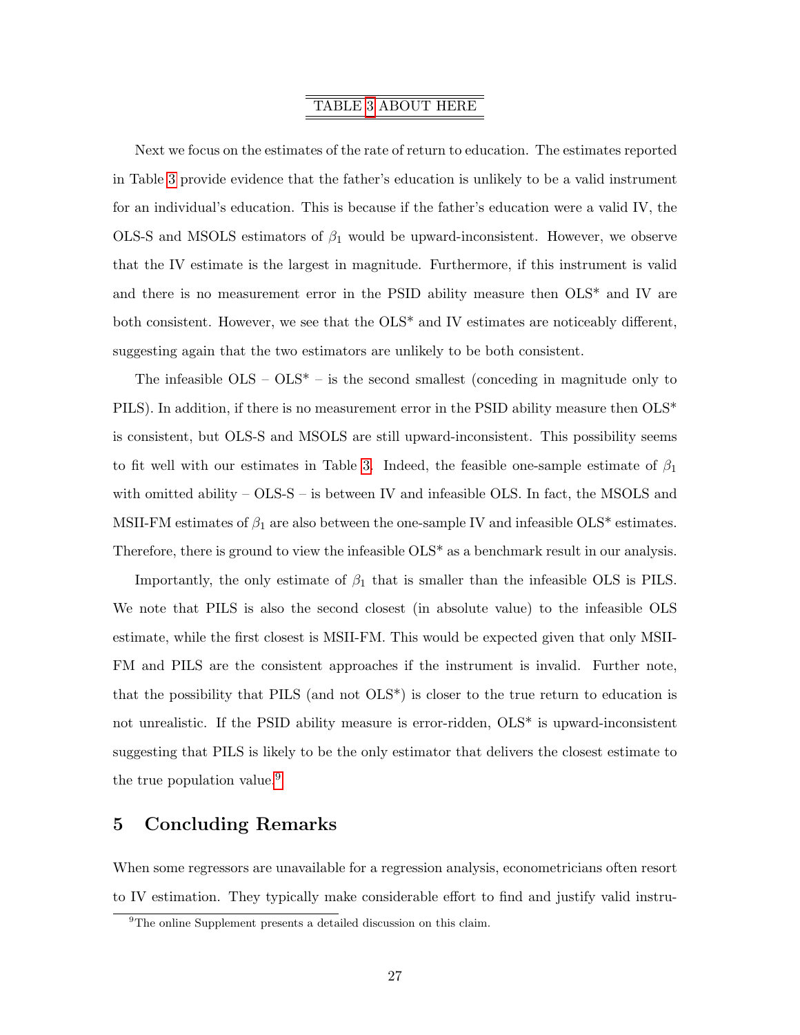TABLE 3 ABOUT HERE

Next we focus on the estimates of the rate of return to education. The estimates reported in Table 3 provide evidence that the father's education is unlikely to be a valid instrument for an individual's education. This is because if the father's education were a valid IV, the OLS-S and MSOLS estimators of $\beta_1$ would be upward-inconsistent. However, we observe that the IV estimate is the largest in magnitude. Furthermore, if this instrument is valid and there is no measurement error in the PSID ability measure then OLS* and IV are both consistent. However, we see that the OLS* and IV estimates are noticeably different, suggesting again that the two estimators are unlikely to be both consistent.

The infeasible OLS – OLS* – is the second smallest (conceding in magnitude only to PILS). In addition, if there is no measurement error in the PSID ability measure then OLS* is consistent, but OLS-S and MSOLS are still upward-inconsistent. This possibility seems to fit well with our estimates in Table 3. Indeed, the feasible one-sample estimate of $\beta_1$ with omitted ability – OLS-S – is between IV and infeasible OLS. In fact, the MSOLS and MSII-FM estimates of $\beta_1$ are also between the one-sample IV and infeasible OLS* estimates. Therefore, there is ground to view the infeasible OLS* as a benchmark result in our analysis.

Importantly, the only estimate of $\beta_1$ that is smaller than the infeasible OLS is PILS. We note that PILS is also the second closest (in absolute value) to the infeasible OLS estimate, while the first closest is MSII-FM. This would be expected given that only MSII-FM and PILS are the consistent approaches if the instrument is invalid. Further note, that the possibility that PILS (and not OLS*) is closer to the true return to education is not unrealistic. If the PSID ability measure is error-ridden, OLS* is upward-inconsistent suggesting that PILS is likely to be the only estimator that delivers the closest estimate to the true population value.[9]

## 5 Concluding Remarks

When some regressors are unavailable for a regression analysis, econometricians often resort to IV estimation. They typically make considerable effort to find and justify valid instru-

[9]The online Supplement presents a detailed discussion on this claim.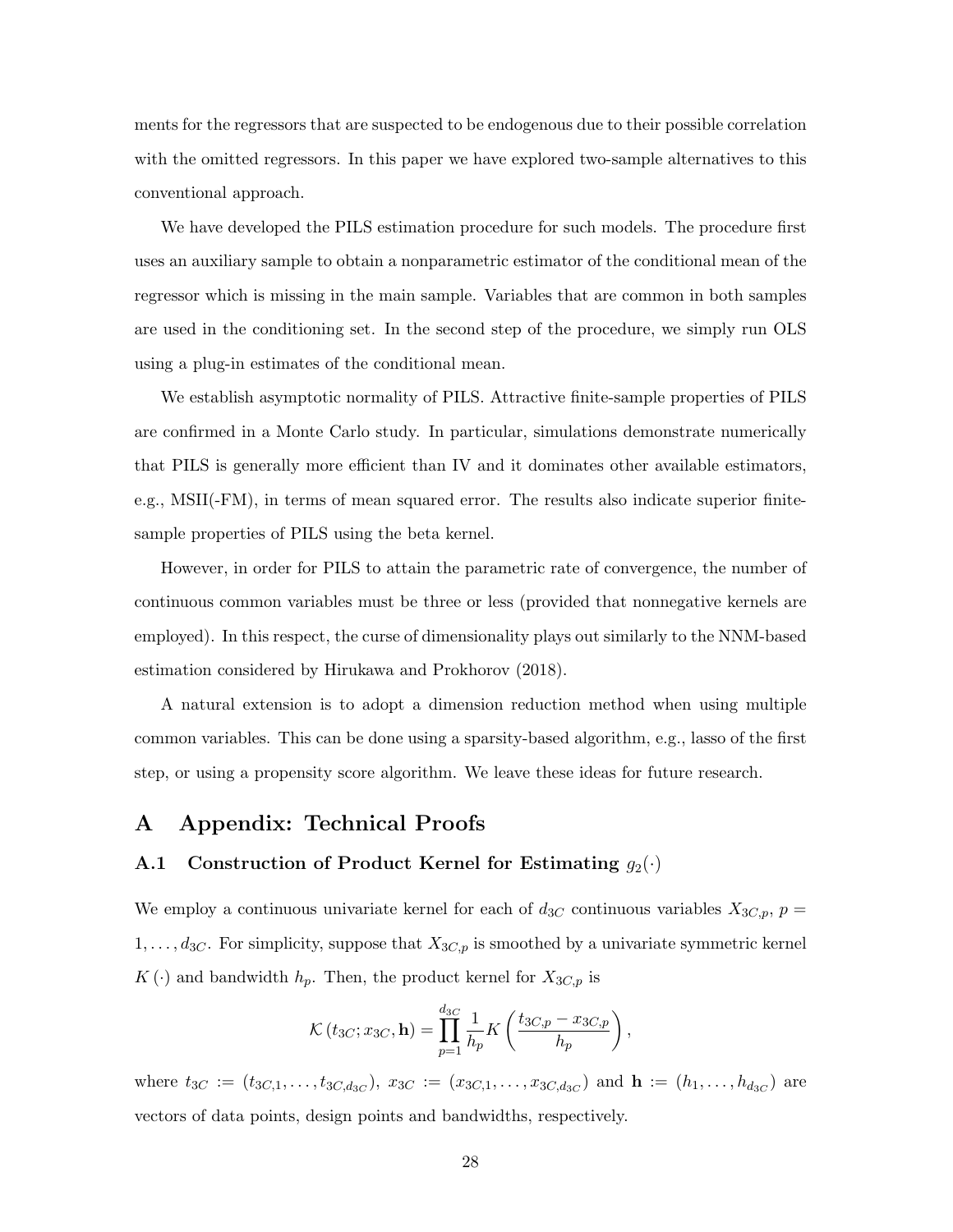ments for the regressors that are suspected to be endogenous due to their possible correlation with the omitted regressors. In this paper we have explored two-sample alternatives to this conventional approach.

We have developed the PILS estimation procedure for such models. The procedure first uses an auxiliary sample to obtain a nonparametric estimator of the conditional mean of the regressor which is missing in the main sample. Variables that are common in both samples are used in the conditioning set. In the second step of the procedure, we simply run OLS using a plug-in estimates of the conditional mean.

We establish asymptotic normality of PILS. Attractive finite-sample properties of PILS are confirmed in a Monte Carlo study. In particular, simulations demonstrate numerically that PILS is generally more efficient than IV and it dominates other available estimators, e.g., MSII(-FM), in terms of mean squared error. The results also indicate superior finite-sample properties of PILS using the beta kernel.

However, in order for PILS to attain the parametric rate of convergence, the number of continuous common variables must be three or less (provided that nonnegative kernels are employed). In this respect, the curse of dimensionality plays out similarly to the NNM-based estimation considered by Hirukawa and Prokhorov (2018).

A natural extension is to adopt a dimension reduction method when using multiple common variables. This can be done using a sparsity-based algorithm, e.g., lasso of the first step, or using a propensity score algorithm. We leave these ideas for future research.

# A Appendix: Technical Proofs

## A.1 Construction of Product Kernel for Estimating $g_2(\cdot)$

We employ a continuous univariate kernel for each of $d_{3C}$ continuous variables $X_{3C,p}$, $p = 1, \ldots, d_{3C}$. For simplicity, suppose that $X_{3C,p}$ is smoothed by a univariate symmetric kernel $K(\cdot)$ and bandwidth $h_p$. Then, the product kernel for $X_{3C,p}$ is

$$\mathcal{K}(t_{3C}; x_{3C}, \mathbf{h}) = \prod_{p=1}^{d_{3C}} \frac{1}{h_p} K\left(\frac{t_{3C,p} - x_{3C,p}}{h_p}\right),$$

where $t_{3C} := (t_{3C,1}, \ldots, t_{3C,d_{3C}})$, $x_{3C} := (x_{3C,1}, \ldots, x_{3C,d_{3C}})$ and $\mathbf{h} := (h_1, \ldots, h_{d_{3C}})$ are vectors of data points, design points and bandwidths, respectively.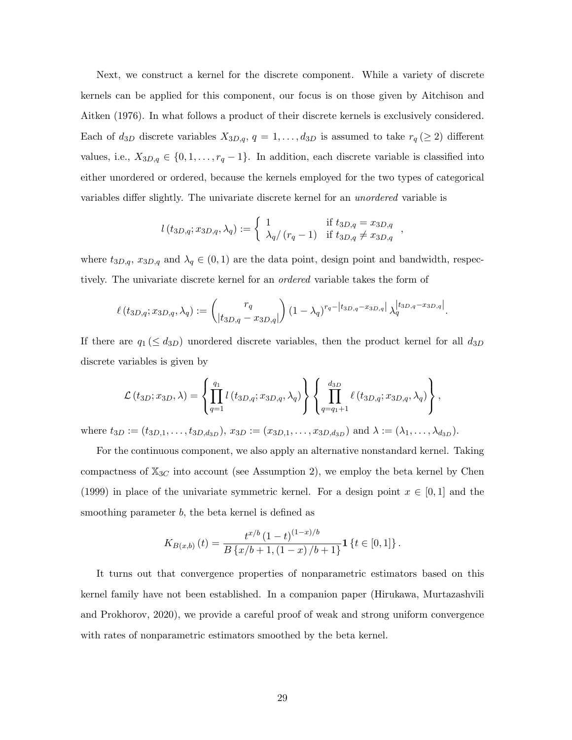Next, we construct a kernel for the discrete component. While a variety of discrete kernels can be applied for this component, our focus is on those given by Aitchison and Aitken (1976). In what follows a product of their discrete kernels is exclusively considered. Each of $d_{3D}$ discrete variables $X_{3D,q}$, $q = 1, \ldots, d_{3D}$ is assumed to take $r_q \, (\geq 2)$ different values, i.e., $X_{3D,q} \in \{0, 1, \ldots, r_q - 1\}$. In addition, each discrete variable is classified into either unordered or ordered, because the kernels employed for the two types of categorical variables differ slightly. The univariate discrete kernel for an *unordered* variable is

$$l\left(t_{3D,q}; x_{3D,q}, \lambda_q\right) := \begin{cases} 1 & \text{if } t_{3D,q} = x_{3D,q} \\ \lambda_q / \left(r_q - 1\right) & \text{if } t_{3D,q} \neq x_{3D,q} \end{cases},$$

where $t_{3D,q}$, $x_{3D,q}$ and $\lambda_q \in (0, 1)$ are the data point, design point and bandwidth, respectively. The univariate discrete kernel for an *ordered* variable takes the form of

$$\ell\left(t_{3D,q}; x_{3D,q}, \lambda_q\right) := \binom{r_q}{\left|t_{3D,q} - x_{3D,q}\right|} \left(1 - \lambda_q\right)^{r_q - \left|t_{3D,q} - x_{3D,q}\right|} \lambda_q^{\left|t_{3D,q} - x_{3D,q}\right|}.$$

If there are $q_1 \, (\leq d_{3D})$ unordered discrete variables, then the product kernel for all $d_{3D}$ discrete variables is given by

$$\mathcal{L}\left(t_{3D}; x_{3D}, \lambda\right) = \left\{ \prod_{q=1}^{q_1} l\left(t_{3D,q}; x_{3D,q}, \lambda_q\right) \right\} \left\{ \prod_{q=q_1+1}^{d_{3D}} \ell\left(t_{3D,q}; x_{3D,q}, \lambda_q\right) \right\},$$

where $t_{3D} := (t_{3D,1}, \ldots, t_{3D,d_{3D}})$, $x_{3D} := (x_{3D,1}, \ldots, x_{3D,d_{3D}})$ and $\lambda := (\lambda_1, \ldots, \lambda_{d_{3D}})$.

For the continuous component, we also apply an alternative nonstandard kernel. Taking compactness of $\mathbb{X}_{3C}$ into account (see Assumption 2), we employ the beta kernel by Chen (1999) in place of the univariate symmetric kernel. For a design point $x \in [0, 1]$ and the smoothing parameter $b$, the beta kernel is defined as

$$K_{B(x,b)}(t) = \frac{t^{x/b} (1 - t)^{(1-x)/b}}{B\left\{x/b + 1, (1 - x)/b + 1\right\}} \mathbf{1}\left\{t \in [0, 1]\right\}.$$

It turns out that convergence properties of nonparametric estimators based on this kernel family have not been established. In a companion paper (Hirukawa, Murtazashvili and Prokhorov, 2020), we provide a careful proof of weak and strong uniform convergence with rates of nonparametric estimators smoothed by the beta kernel.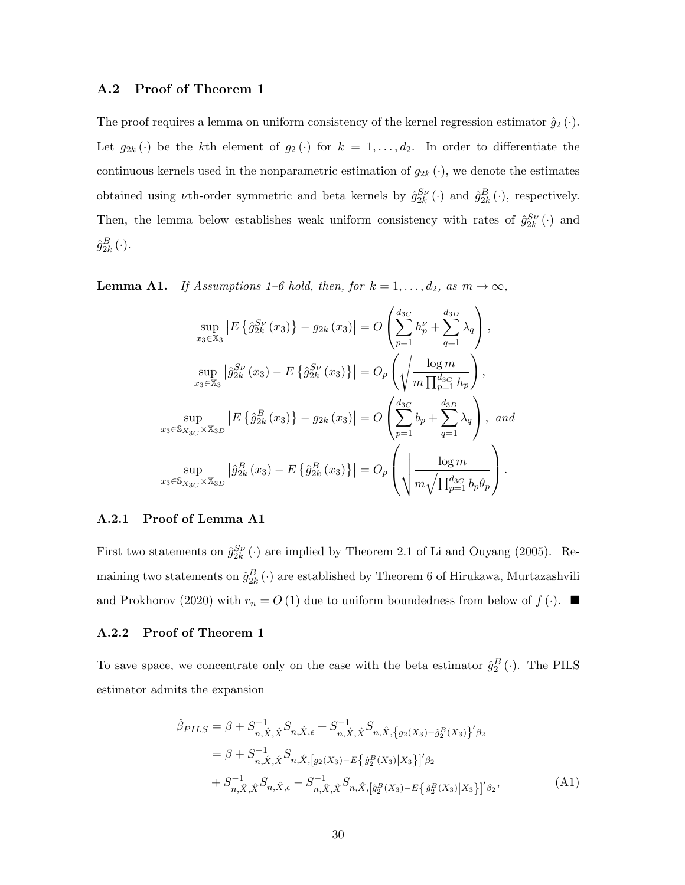### A.2 Proof of Theorem 1

The proof requires a lemma on uniform consistency of the kernel regression estimator $\hat{g}_2(\cdot)$. Let $g_{2k}(\cdot)$ be the $k$th element of $g_2(\cdot)$ for $k = 1, \ldots, d_2$. In order to differentiate the continuous kernels used in the nonparametric estimation of $g_{2k}(\cdot)$, we denote the estimates obtained using $\nu$th-order symmetric and beta kernels by $\hat{g}_{2k}^{S\nu}(\cdot)$ and $\hat{g}_{2k}^{B}(\cdot)$, respectively. Then, the lemma below establishes weak uniform consistency with rates of $\hat{g}_{2k}^{S\nu}(\cdot)$ and $\hat{g}_{2k}^{B}(\cdot)$.

**Lemma A1.** *If Assumptions 1–6 hold, then, for $k = 1, \ldots, d_2$, as $m \to \infty$,*

$$\sup_{x_3 \in \mathbb{X}_3} \left| E\left\{\hat{g}_{2k}^{S\nu}(x_3)\right\} - g_{2k}(x_3)\right| = O\left(\sum_{p=1}^{d_{3C}} h_p^{\nu} + \sum_{q=1}^{d_{3D}} \lambda_q\right),$$

$$\sup_{x_3 \in \mathbb{X}_3} \left| \hat{g}_{2k}^{S\nu}(x_3) - E\left\{\hat{g}_{2k}^{S\nu}(x_3)\right\}\right| = O_p\left(\sqrt{\frac{\log m}{m\prod_{p=1}^{d_{3C}} h_p}}\right),$$

$$\sup_{x_3 \in \mathbb{S}_{X_{3C}} \times \mathbb{X}_{3D}} \left| E\left\{\hat{g}_{2k}^{B}(x_3)\right\} - g_{2k}(x_3)\right| = O\left(\sum_{p=1}^{d_{3C}} b_p + \sum_{q=1}^{d_{3D}} \lambda_q\right), \text{ and}$$

$$\sup_{x_3 \in \mathbb{S}_{X_{3C}} \times \mathbb{X}_{3D}} \left| \hat{g}_{2k}^{B}(x_3) - E\left\{\hat{g}_{2k}^{B}(x_3)\right\}\right| = O_p\left(\sqrt{\frac{\log m}{m\sqrt{\prod_{p=1}^{d_{3C}} b_p \theta_p}}}\right).$$

#### A.2.1 Proof of Lemma A1

First two statements on $\hat{g}_{2k}^{S\nu}(\cdot)$ are implied by Theorem 2.1 of Li and Ouyang (2005). Remaining two statements on $\hat{g}_{2k}^{B}(\cdot)$ are established by Theorem 6 of Hirukawa, Murtazashvili and Prokhorov (2020) with $r_n = O(1)$ due to uniform boundedness from below of $f(\cdot)$. ■

#### A.2.2 Proof of Theorem 1

To save space, we concentrate only on the case with the beta estimator $\hat{g}_2^B(\cdot)$. The PILS estimator admits the expansion

$$\begin{aligned}
\hat{\beta}_{PILS} &= \beta + S_{n,\hat{X},\hat{X}}^{-1} S_{n,\hat{X},\epsilon} + S_{n,\hat{X},\hat{X}}^{-1} S_{n,\hat{X},\left\{g_2(X_3) - \hat{g}_2^B(X_3)\right\}'\beta_2} \\
&= \beta + S_{n,\hat{X},\hat{X}}^{-1} S_{n,\hat{X},\left[g_2(X_3) - E\left\{\hat{g}_2^B(X_3)\middle|X_3\right\}\right]'\beta_2} \\
&\quad + S_{n,\hat{X},\hat{X}}^{-1} S_{n,\hat{X},\epsilon} - S_{n,\hat{X},\hat{X}}^{-1} S_{n,\hat{X},\left[\hat{g}_2^B(X_3) - E\left\{\hat{g}_2^B(X_3)\middle|X_3\right\}\right]'\beta_2},
\end{aligned} \tag{A1}$$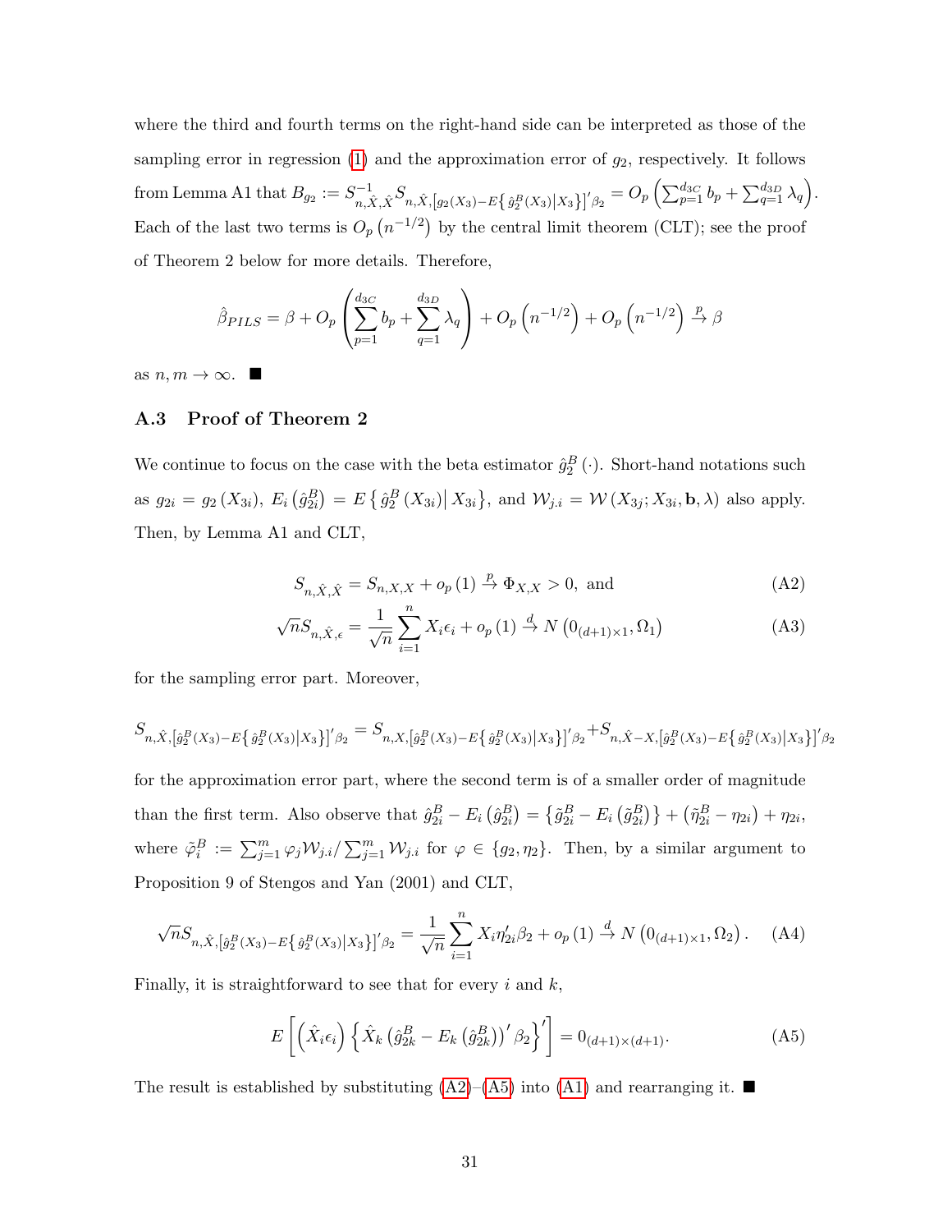where the third and fourth terms on the right-hand side can be interpreted as those of the sampling error in regression (1) and the approximation error of $g_2$, respectively. It follows from Lemma A1 that $B_{g_2} := S^{-1}_{n,\hat{X},\hat{X}} S_{n,\hat{X},\left[g_2(X_3)-E\left\{\hat{g}_2^B(X_3)\middle|X_3\right\}\right]'\beta_2} = O_p\left(\sum_{p=1}^{d_{3C}} b_p + \sum_{q=1}^{d_{3D}} \lambda_q\right)$. Each of the last two terms is $O_p\left(n^{-1/2}\right)$ by the central limit theorem (CLT); see the proof of Theorem 2 below for more details. Therefore,

$$\hat{\beta}_{PILS} = \beta + O_p\left(\sum_{p=1}^{d_{3C}} b_p + \sum_{q=1}^{d_{3D}} \lambda_q\right) + O_p\left(n^{-1/2}\right) + O_p\left(n^{-1/2}\right) \xrightarrow{p} \beta$$

as $n, m \to \infty$. ■

### A.3 Proof of Theorem 2

We continue to focus on the case with the beta estimator $\hat{g}_2^B(\cdot)$. Short-hand notations such as $g_{2i} = g_2(X_{3i})$, $E_i\left(\hat{g}_{2i}^B\right) = E\left\{\hat{g}_2^B(X_{3i})\middle| X_{3i}\right\}$, and $\mathcal{W}_{j.i} = \mathcal{W}(X_{3j}; X_{3i}, \mathbf{b}, \lambda)$ also apply. Then, by Lemma A1 and CLT,

$$S_{n,\hat{X},\hat{X}} = S_{n,X,X} + o_p(1) \xrightarrow{p} \Phi_{X,X} > 0, \text{ and} \tag{A2}$$

$$\sqrt{n} S_{n,\hat{X},\epsilon} = \frac{1}{\sqrt{n}} \sum_{i=1}^{n} X_i \epsilon_i + o_p(1) \xrightarrow{d} N\left(0_{(d+1)\times 1}, \Omega_1\right) \tag{A3}$$

for the sampling error part. Moreover,

$$S_{n,\hat{X},\left[\hat{g}_2^B(X_3)-E\left\{\hat{g}_2^B(X_3)\middle|X_3\right\}\right]'\beta_2} = S_{n,X,\left[\hat{g}_2^B(X_3)-E\left\{\hat{g}_2^B(X_3)\middle|X_3\right\}\right]'\beta_2} + S_{n,\hat{X}-X,\left[\hat{g}_2^B(X_3)-E\left\{\hat{g}_2^B(X_3)\middle|X_3\right\}\right]'\beta_2}$$

for the approximation error part, where the second term is of a smaller order of magnitude than the first term. Also observe that $\hat{g}_{2i}^B - E_i\left(\hat{g}_{2i}^B\right) = \left\{\tilde{g}_{2i}^B - E_i\left(\tilde{g}_{2i}^B\right)\right\} + \left(\tilde{\eta}_{2i}^B - \eta_{2i}\right) + \eta_{2i}$, where $\tilde{\varphi}_i^B := \sum_{j=1}^{m} \varphi_j \mathcal{W}_{j.i} / \sum_{j=1}^{m} \mathcal{W}_{j.i}$ for $\varphi \in \{g_2, \eta_2\}$. Then, by a similar argument to Proposition 9 of Stengos and Yan (2001) and CLT,

$$\sqrt{n} S_{n,\hat{X},\left[\hat{g}_2^B(X_3)-E\left\{\hat{g}_2^B(X_3)\middle|X_3\right\}\right]'\beta_2} = \frac{1}{\sqrt{n}} \sum_{i=1}^{n} X_i \eta_{2i}' \beta_2 + o_p(1) \xrightarrow{d} N\left(0_{(d+1)\times 1}, \Omega_2\right). \tag{A4}$$

Finally, it is straightforward to see that for every $i$ and $k$,

$$E\left[\left(\hat{X}_i \epsilon_i\right)\left\{\hat{X}_k \left(\hat{g}_{2k}^B - E_k\left(\hat{g}_{2k}^B\right)\right)' \beta_2\right\}'\right] = 0_{(d+1)\times(d+1)}. \tag{A5}$$

The result is established by substituting (A2)–(A5) into (A1) and rearranging it. ■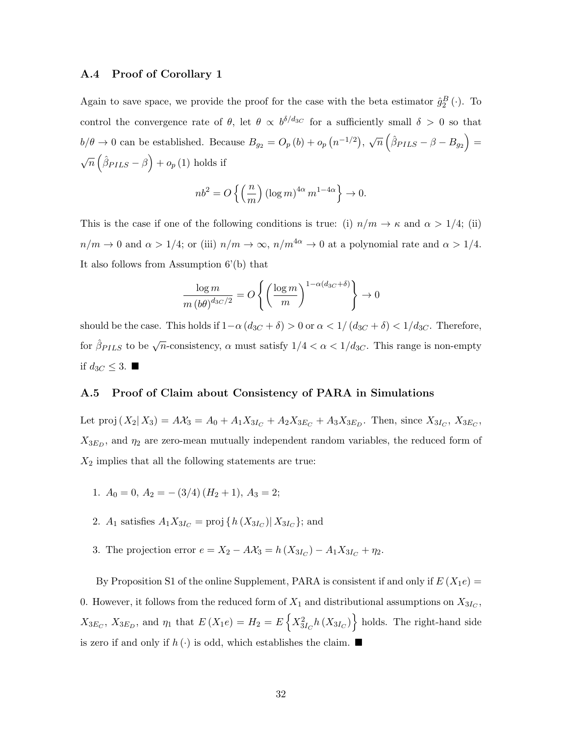### A.4 Proof of Corollary 1

Again to save space, we provide the proof for the case with the beta estimator $\hat{g}_2^B(\cdot)$. To control the convergence rate of $\theta$, let $\theta \propto b^{\delta/d_{3C}}$ for a sufficiently small $\delta > 0$ so that $b/\theta \to 0$ can be established. Because $B_{g_2} = O_p(b) + o_p(n^{-1/2})$, $\sqrt{n}\left(\hat{\beta}_{PILS} - \beta - B_{g_2}\right) = \sqrt{n}\left(\hat{\beta}_{PILS} - \beta\right) + o_p(1)$ holds if

$$nb^2 = O\left\{\left(\frac{n}{m}\right)(\log m)^{4\alpha} m^{1-4\alpha}\right\} \to 0.$$

This is the case if one of the following conditions is true: (i) $n/m \to \kappa$ and $\alpha > 1/4$; (ii) $n/m \to 0$ and $\alpha > 1/4$; or (iii) $n/m \to \infty$, $n/m^{4\alpha} \to 0$ at a polynomial rate and $\alpha > 1/4$. It also follows from Assumption 6'(b) that

$$\frac{\log m}{m(b\theta)^{d_{3C}/2}} = O\left\{\left(\frac{\log m}{m}\right)^{1-\alpha(d_{3C}+\delta)}\right\} \to 0$$

should be the case. This holds if $1-\alpha(d_{3C}+\delta) > 0$ or $\alpha < 1/(d_{3C}+\delta) < 1/d_{3C}$. Therefore, for $\hat{\beta}_{PILS}$ to be $\sqrt{n}$-consistency, $\alpha$ must satisfy $1/4 < \alpha < 1/d_{3C}$. This range is non-empty if $d_{3C} \leq 3$. ■

### A.5 Proof of Claim about Consistency of PARA in Simulations

Let $\text{proj}(X_2|X_3) = A\mathcal{X}_3 = A_0 + A_1 X_{3I_C} + A_2 X_{3E_C} + A_3 X_{3E_D}$. Then, since $X_{3I_C}$, $X_{3E_C}$, $X_{3E_D}$, and $\eta_2$ are zero-mean mutually independent random variables, the reduced form of $X_2$ implies that all the following statements are true:

1. $A_0 = 0$, $A_2 = -(3/4)(H_2 + 1)$, $A_3 = 2$;
2. $A_1$ satisfies $A_1 X_{3I_C} = \text{proj}\{h(X_{3I_C})|X_{3I_C}\}$; and
3. The projection error $e = X_2 - A\mathcal{X}_3 = h(X_{3I_C}) - A_1 X_{3I_C} + \eta_2$.

By Proposition S1 of the online Supplement, PARA is consistent if and only if $E(X_1 e) = 0$. However, it follows from the reduced form of $X_1$ and distributional assumptions on $X_{3I_C}$, $X_{3E_C}$, $X_{3E_D}$, and $\eta_1$ that $E(X_1 e) = H_2 = E\left\{X_{3I_C}^2 h(X_{3I_C})\right\}$ holds. The right-hand side is zero if and only if $h(\cdot)$ is odd, which establishes the claim. ■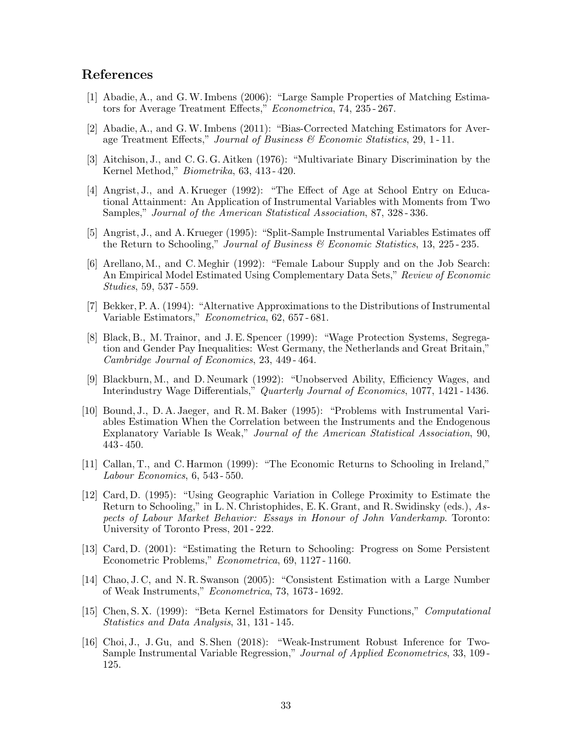## References

[1] Abadie, A., and G. W. Imbens (2006): "Large Sample Properties of Matching Estimators for Average Treatment Effects," *Econometrica*, 74, 235 - 267.

[2] Abadie, A., and G. W. Imbens (2011): "Bias-Corrected Matching Estimators for Average Treatment Effects," *Journal of Business & Economic Statistics*, 29, 1 - 11.

[3] Aitchison, J., and C. G. G. Aitken (1976): "Multivariate Binary Discrimination by the Kernel Method," *Biometrika*, 63, 413 - 420.

[4] Angrist, J., and A. Krueger (1992): "The Effect of Age at School Entry on Educational Attainment: An Application of Instrumental Variables with Moments from Two Samples," *Journal of the American Statistical Association*, 87, 328 - 336.

[5] Angrist, J., and A. Krueger (1995): "Split-Sample Instrumental Variables Estimates off the Return to Schooling," *Journal of Business & Economic Statistics*, 13, 225 - 235.

[6] Arellano, M., and C. Meghir (1992): "Female Labour Supply and on the Job Search: An Empirical Model Estimated Using Complementary Data Sets," *Review of Economic Studies*, 59, 537 - 559.

[7] Bekker, P. A. (1994): "Alternative Approximations to the Distributions of Instrumental Variable Estimators," *Econometrica*, 62, 657 - 681.

[8] Black, B., M. Trainor, and J. E. Spencer (1999): "Wage Protection Systems, Segregation and Gender Pay Inequalities: West Germany, the Netherlands and Great Britain," *Cambridge Journal of Economics*, 23, 449 - 464.

[9] Blackburn, M., and D. Neumark (1992): "Unobserved Ability, Efficiency Wages, and Interindustry Wage Differentials," *Quarterly Journal of Economics*, 1077, 1421 - 1436.

[10] Bound, J., D. A. Jaeger, and R. M. Baker (1995): "Problems with Instrumental Variables Estimation When the Correlation between the Instruments and the Endogenous Explanatory Variable Is Weak," *Journal of the American Statistical Association*, 90, 443 - 450.

[11] Callan, T., and C. Harmon (1999): "The Economic Returns to Schooling in Ireland," *Labour Economics*, 6, 543 - 550.

[12] Card, D. (1995): "Using Geographic Variation in College Proximity to Estimate the Return to Schooling," in L. N. Christophides, E. K. Grant, and R. Swidinsky (eds.), *Aspects of Labour Market Behavior: Essays in Honour of John Vanderkamp*. Toronto: University of Toronto Press, 201 - 222.

[13] Card, D. (2001): "Estimating the Return to Schooling: Progress on Some Persistent Econometric Problems," *Econometrica*, 69, 1127 - 1160.

[14] Chao, J. C, and N. R. Swanson (2005): "Consistent Estimation with a Large Number of Weak Instruments," *Econometrica*, 73, 1673 - 1692.

[15] Chen, S. X. (1999): "Beta Kernel Estimators for Density Functions," *Computational Statistics and Data Analysis*, 31, 131 - 145.

[16] Choi, J., J. Gu, and S. Shen (2018): "Weak-Instrument Robust Inference for Two-Sample Instrumental Variable Regression," *Journal of Applied Econometrics*, 33, 109 - 125.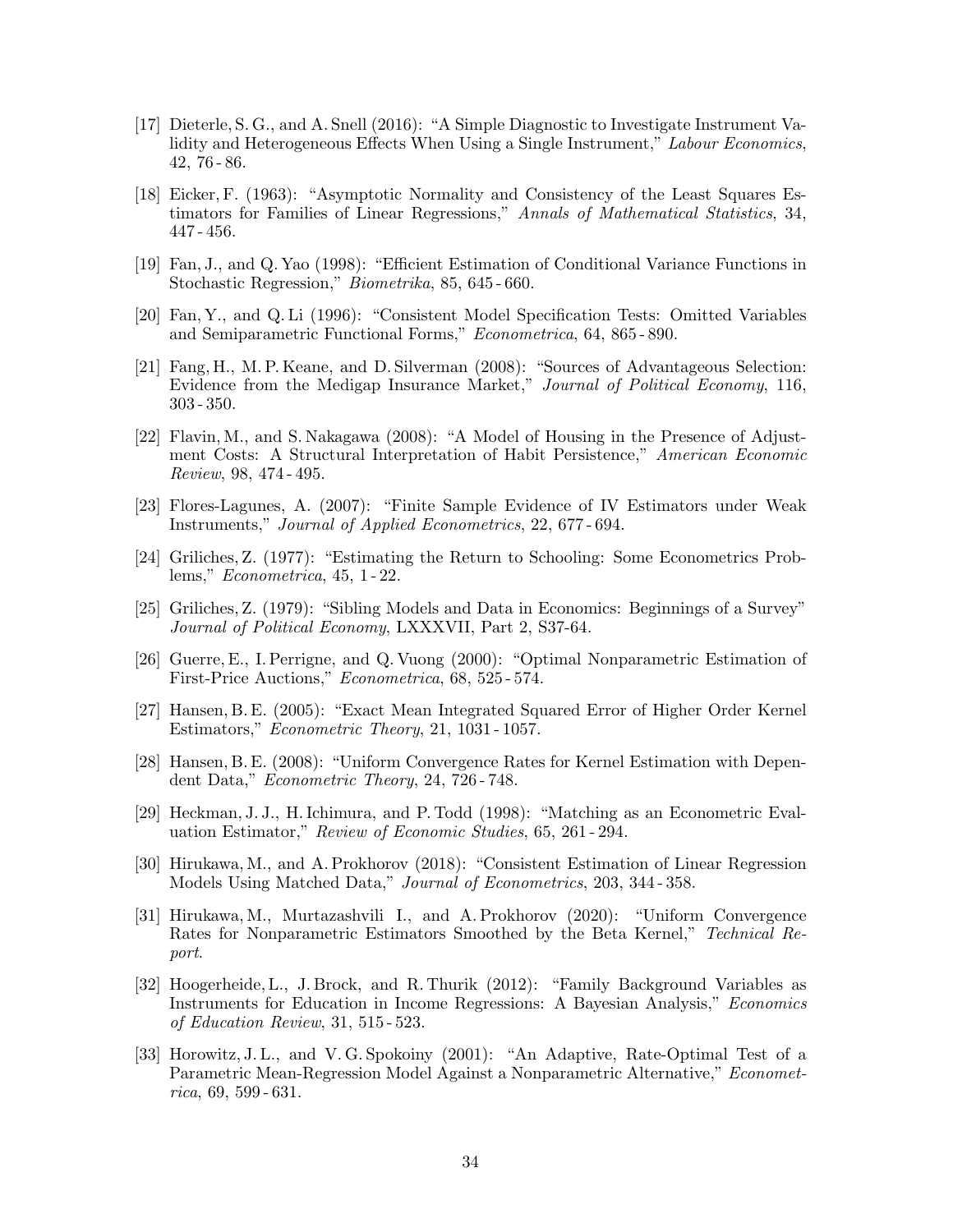[17] Dieterle, S. G., and A. Snell (2016): "A Simple Diagnostic to Investigate Instrument Validity and Heterogeneous Effects When Using a Single Instrument," *Labour Economics*, 42, 76 - 86.

[18] Eicker, F. (1963): "Asymptotic Normality and Consistency of the Least Squares Estimators for Families of Linear Regressions," *Annals of Mathematical Statistics*, 34, 447 - 456.

[19] Fan, J., and Q. Yao (1998): "Efficient Estimation of Conditional Variance Functions in Stochastic Regression," *Biometrika*, 85, 645 - 660.

[20] Fan, Y., and Q. Li (1996): "Consistent Model Specification Tests: Omitted Variables and Semiparametric Functional Forms," *Econometrica*, 64, 865 - 890.

[21] Fang, H., M. P. Keane, and D. Silverman (2008): "Sources of Advantageous Selection: Evidence from the Medigap Insurance Market," *Journal of Political Economy*, 116, 303 - 350.

[22] Flavin, M., and S. Nakagawa (2008): "A Model of Housing in the Presence of Adjustment Costs: A Structural Interpretation of Habit Persistence," *American Economic Review*, 98, 474 - 495.

[23] Flores-Lagunes, A. (2007): "Finite Sample Evidence of IV Estimators under Weak Instruments," *Journal of Applied Econometrics*, 22, 677 - 694.

[24] Griliches, Z. (1977): "Estimating the Return to Schooling: Some Econometrics Problems," *Econometrica*, 45, 1 - 22.

[25] Griliches, Z. (1979): "Sibling Models and Data in Economics: Beginnings of a Survey" *Journal of Political Economy*, LXXXVII, Part 2, S37-64.

[26] Guerre, E., I. Perrigne, and Q. Vuong (2000): "Optimal Nonparametric Estimation of First-Price Auctions," *Econometrica*, 68, 525 - 574.

[27] Hansen, B. E. (2005): "Exact Mean Integrated Squared Error of Higher Order Kernel Estimators," *Econometric Theory*, 21, 1031 - 1057.

[28] Hansen, B. E. (2008): "Uniform Convergence Rates for Kernel Estimation with Dependent Data," *Econometric Theory*, 24, 726 - 748.

[29] Heckman, J. J., H. Ichimura, and P. Todd (1998): "Matching as an Econometric Evaluation Estimator," *Review of Economic Studies*, 65, 261 - 294.

[30] Hirukawa, M., and A. Prokhorov (2018): "Consistent Estimation of Linear Regression Models Using Matched Data," *Journal of Econometrics*, 203, 344 - 358.

[31] Hirukawa, M., Murtazashvili I., and A. Prokhorov (2020): "Uniform Convergence Rates for Nonparametric Estimators Smoothed by the Beta Kernel," *Technical Report*.

[32] Hoogerheide, L., J. Brock, and R. Thurik (2012): "Family Background Variables as Instruments for Education in Income Regressions: A Bayesian Analysis," *Economics of Education Review*, 31, 515 - 523.

[33] Horowitz, J. L., and V. G. Spokoiny (2001): "An Adaptive, Rate-Optimal Test of a Parametric Mean-Regression Model Against a Nonparametric Alternative," *Econometrica*, 69, 599 - 631.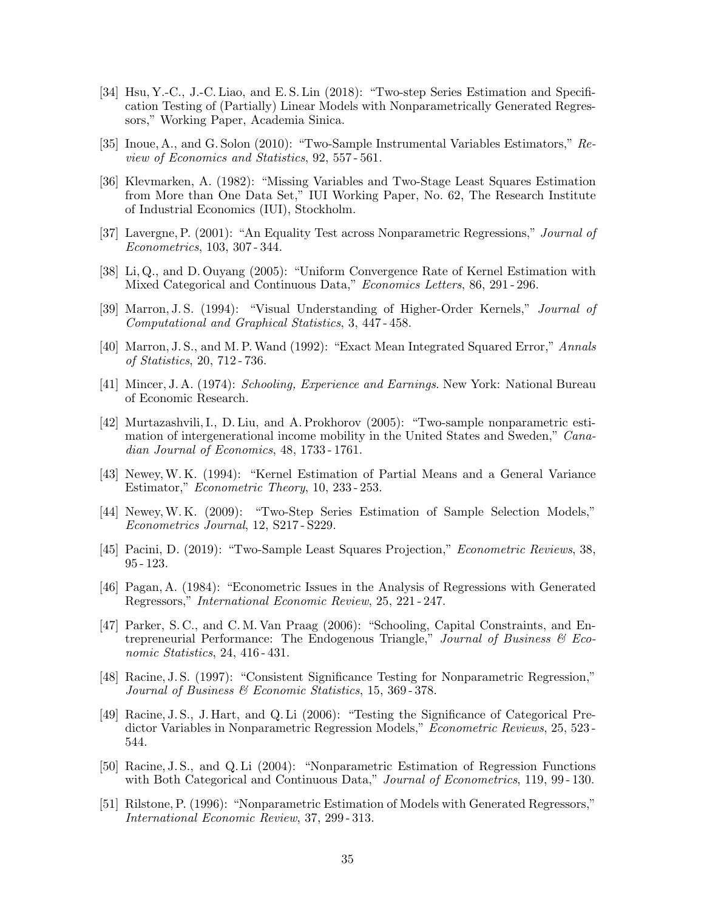[34] Hsu, Y.-C., J.-C. Liao, and E. S. Lin (2018): "Two-step Series Estimation and Specification Testing of (Partially) Linear Models with Nonparametrically Generated Regressors," Working Paper, Academia Sinica.

[35] Inoue, A., and G. Solon (2010): "Two-Sample Instrumental Variables Estimators," *Review of Economics and Statistics*, 92, 557 - 561.

[36] Klevmarken, A. (1982): "Missing Variables and Two-Stage Least Squares Estimation from More than One Data Set," IUI Working Paper, No. 62, The Research Institute of Industrial Economics (IUI), Stockholm.

[37] Lavergne, P. (2001): "An Equality Test across Nonparametric Regressions," *Journal of Econometrics*, 103, 307 - 344.

[38] Li, Q., and D. Ouyang (2005): "Uniform Convergence Rate of Kernel Estimation with Mixed Categorical and Continuous Data," *Economics Letters*, 86, 291 - 296.

[39] Marron, J. S. (1994): "Visual Understanding of Higher-Order Kernels," *Journal of Computational and Graphical Statistics*, 3, 447 - 458.

[40] Marron, J. S., and M. P. Wand (1992): "Exact Mean Integrated Squared Error," *Annals of Statistics*, 20, 712 - 736.

[41] Mincer, J. A. (1974): *Schooling, Experience and Earnings*. New York: National Bureau of Economic Research.

[42] Murtazashvili, I., D. Liu, and A. Prokhorov (2005): "Two-sample nonparametric estimation of intergenerational income mobility in the United States and Sweden," *Canadian Journal of Economics*, 48, 1733 - 1761.

[43] Newey, W. K. (1994): "Kernel Estimation of Partial Means and a General Variance Estimator," *Econometric Theory*, 10, 233 - 253.

[44] Newey, W. K. (2009): "Two-Step Series Estimation of Sample Selection Models," *Econometrics Journal*, 12, S217 - S229.

[45] Pacini, D. (2019): "Two-Sample Least Squares Projection," *Econometric Reviews*, 38, 95 - 123.

[46] Pagan, A. (1984): "Econometric Issues in the Analysis of Regressions with Generated Regressors," *International Economic Review*, 25, 221 - 247.

[47] Parker, S. C., and C. M. Van Praag (2006): "Schooling, Capital Constraints, and Entrepreneurial Performance: The Endogenous Triangle," *Journal of Business & Economic Statistics*, 24, 416 - 431.

[48] Racine, J. S. (1997): "Consistent Significance Testing for Nonparametric Regression," *Journal of Business & Economic Statistics*, 15, 369 - 378.

[49] Racine, J. S., J. Hart, and Q. Li (2006): "Testing the Significance of Categorical Predictor Variables in Nonparametric Regression Models," *Econometric Reviews*, 25, 523 - 544.

[50] Racine, J. S., and Q. Li (2004): "Nonparametric Estimation of Regression Functions with Both Categorical and Continuous Data," *Journal of Econometrics*, 119, 99 - 130.

[51] Rilstone, P. (1996): "Nonparametric Estimation of Models with Generated Regressors," *International Economic Review*, 37, 299 - 313.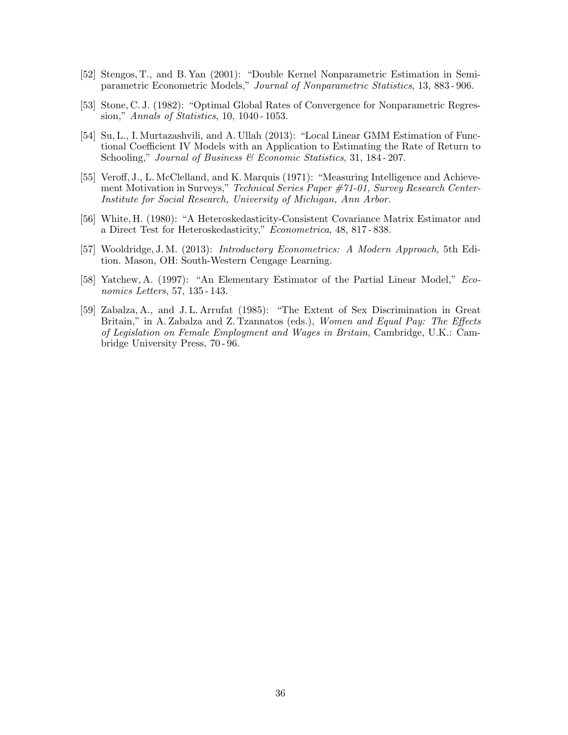[52] Stengos, T., and B. Yan (2001): "Double Kernel Nonparametric Estimation in Semiparametric Econometric Models," *Journal of Nonparametric Statistics*, 13, 883 - 906.

[53] Stone, C. J. (1982): "Optimal Global Rates of Convergence for Nonparametric Regression," *Annals of Statistics*, 10, 1040 - 1053.

[54] Su, L., I. Murtazashvili, and A. Ullah (2013): "Local Linear GMM Estimation of Functional Coefficient IV Models with an Application to Estimating the Rate of Return to Schooling," *Journal of Business & Economic Statistics*, 31, 184 - 207.

[55] Veroff, J., L. McClelland, and K. Marquis (1971): "Measuring Intelligence and Achievement Motivation in Surveys," *Technical Series Paper #71-01, Survey Research Center-Institute for Social Research, University of Michigan, Ann Arbor.*

[56] White, H. (1980): "A Heteroskedasticity-Consistent Covariance Matrix Estimator and a Direct Test for Heteroskedasticity," *Econometrica*, 48, 817 - 838.

[57] Wooldridge, J. M. (2013): *Introductory Econometrics: A Modern Approach*, 5th Edition. Mason, OH: South-Western Cengage Learning.

[58] Yatchew, A. (1997): "An Elementary Estimator of the Partial Linear Model," *Economics Letters*, 57, 135 - 143.

[59] Zabalza, A., and J. L. Arrufat (1985): "The Extent of Sex Discrimination in Great Britain," in A. Zabalza and Z. Tzannatos (eds.), *Women and Equal Pay: The Effects of Legislation on Female Employment and Wages in Britain*, Cambridge, U.K.: Cambridge University Press, 70 - 96.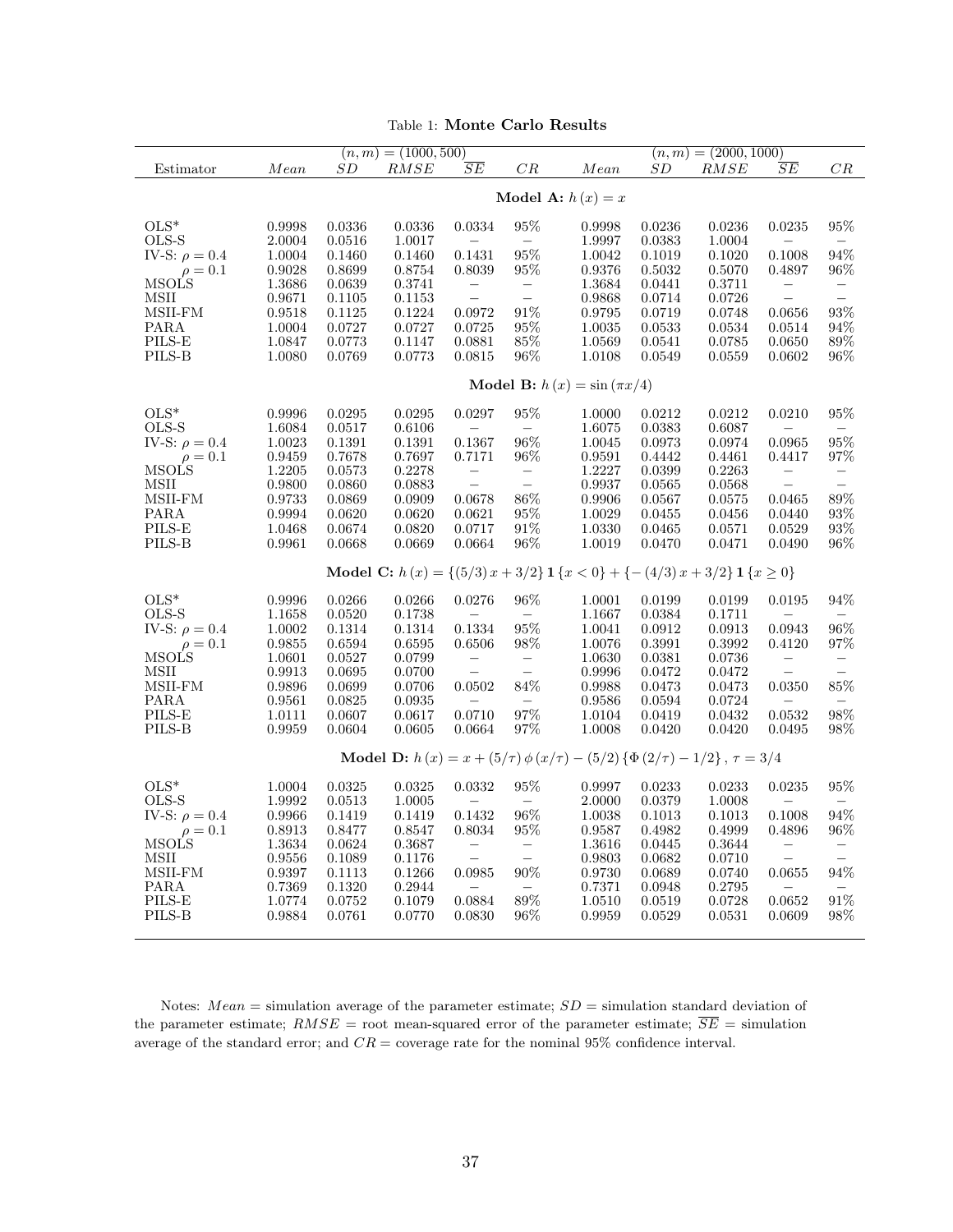Table 1: **Monte Carlo Results**

| Estimator | $(n,m)=(1000,500)$ | | | | | $(n,m)=(2000,1000)$ | | | | |
|---|---|---|---|---|---|---|---|---|---|---|
| | $Mean$ | $SD$ | $RMSE$ | $\overline{SE}$ | $CR$ | $Mean$ | $SD$ | $RMSE$ | $\overline{SE}$ | $CR$ |
| **Model A:** $h(x)=x$ | | | | | | | | | | |
| OLS* | 0.9998 | 0.0336 | 0.0336 | 0.0334 | 95% | 0.9998 | 0.0236 | 0.0236 | 0.0235 | 95% |
| OLS-S | 2.0004 | 0.0516 | 1.0017 | – | – | 1.9997 | 0.0383 | 1.0004 | – | – |
| IV-S: $\rho=0.4$ | 1.0004 | 0.1460 | 0.1460 | 0.1431 | 95% | 1.0042 | 0.1019 | 0.1020 | 0.1008 | 94% |
| $\rho=0.1$ | 0.9028 | 0.8699 | 0.8754 | 0.8039 | 95% | 0.9376 | 0.5032 | 0.5070 | 0.4897 | 96% |
| MSOLS | 1.3686 | 0.0639 | 0.3741 | – | – | 1.3684 | 0.0441 | 0.3711 | – | – |
| MSII | 0.9671 | 0.1105 | 0.1153 | – | – | 0.9868 | 0.0714 | 0.0726 | – | – |
| MSII-FM | 0.9518 | 0.1125 | 0.1224 | 0.0972 | 91% | 0.9795 | 0.0719 | 0.0748 | 0.0656 | 93% |
| PARA | 1.0004 | 0.0727 | 0.0727 | 0.0725 | 95% | 1.0035 | 0.0533 | 0.0534 | 0.0514 | 94% |
| PILS-E | 1.0847 | 0.0773 | 0.1147 | 0.0881 | 85% | 1.0569 | 0.0541 | 0.0785 | 0.0650 | 89% |
| PILS-B | 1.0080 | 0.0769 | 0.0773 | 0.0815 | 96% | 1.0108 | 0.0549 | 0.0559 | 0.0602 | 96% |
| **Model B:** $h(x)=\sin(\pi x/4)$ | | | | | | | | | | |
| OLS* | 0.9996 | 0.0295 | 0.0295 | 0.0297 | 95% | 1.0000 | 0.0212 | 0.0212 | 0.0210 | 95% |
| OLS-S | 1.6084 | 0.0517 | 0.6106 | – | – | 1.6075 | 0.0383 | 0.6087 | – | – |
| IV-S: $\rho=0.4$ | 1.0023 | 0.1391 | 0.1391 | 0.1367 | 96% | 1.0045 | 0.0973 | 0.0974 | 0.0965 | 95% |
| $\rho=0.1$ | 0.9459 | 0.7678 | 0.7697 | 0.7171 | 96% | 0.9591 | 0.4442 | 0.4461 | 0.4417 | 97% |
| MSOLS | 1.2205 | 0.0573 | 0.2278 | – | – | 1.2227 | 0.0399 | 0.2263 | – | – |
| MSII | 0.9800 | 0.0860 | 0.0883 | – | – | 0.9937 | 0.0565 | 0.0568 | – | – |
| MSII-FM | 0.9733 | 0.0869 | 0.0909 | 0.0678 | 86% | 0.9906 | 0.0567 | 0.0575 | 0.0465 | 89% |
| PARA | 0.9994 | 0.0620 | 0.0620 | 0.0621 | 95% | 1.0029 | 0.0455 | 0.0456 | 0.0440 | 93% |
| PILS-E | 1.0468 | 0.0674 | 0.0820 | 0.0717 | 91% | 1.0330 | 0.0465 | 0.0571 | 0.0529 | 93% |
| PILS-B | 0.9961 | 0.0668 | 0.0669 | 0.0664 | 96% | 1.0019 | 0.0470 | 0.0471 | 0.0490 | 96% |
| **Model C:** $h(x)=\{(5/3)x+3/2\}\mathbf{1}\{x<0\}+\{-(4/3)x+3/2\}\mathbf{1}\{x\geq 0\}$ | | | | | | | | | | |
| OLS* | 0.9996 | 0.0266 | 0.0266 | 0.0276 | 96% | 1.0001 | 0.0199 | 0.0199 | 0.0195 | 94% |
| OLS-S | 1.1658 | 0.0520 | 0.1738 | – | – | 1.1667 | 0.0384 | 0.1711 | – | – |
| IV-S: $\rho=0.4$ | 1.0002 | 0.1314 | 0.1314 | 0.1334 | 95% | 1.0041 | 0.0912 | 0.0913 | 0.0943 | 96% |
| $\rho=0.1$ | 0.9855 | 0.6594 | 0.6595 | 0.6506 | 98% | 1.0076 | 0.3991 | 0.3992 | 0.4120 | 97% |
| MSOLS | 1.0601 | 0.0527 | 0.0799 | – | – | 1.0630 | 0.0381 | 0.0736 | – | – |
| MSII | 0.9913 | 0.0695 | 0.0700 | – | – | 0.9996 | 0.0472 | 0.0472 | – | – |
| MSII-FM | 0.9896 | 0.0699 | 0.0706 | 0.0502 | 84% | 0.9988 | 0.0473 | 0.0473 | 0.0350 | 85% |
| PARA | 0.9561 | 0.0825 | 0.0935 | – | – | 0.9586 | 0.0594 | 0.0724 | – | – |
| PILS-E | 1.0111 | 0.0607 | 0.0617 | 0.0710 | 97% | 1.0104 | 0.0419 | 0.0432 | 0.0532 | 98% |
| PILS-B | 0.9959 | 0.0604 | 0.0605 | 0.0664 | 97% | 1.0008 | 0.0420 | 0.0420 | 0.0495 | 98% |
| **Model D:** $h(x)=x+(5/\tau)\phi(x/\tau)-(5/2)\{\Phi(2/\tau)-1/2\}$, $\tau=3/4$ | | | | | | | | | | |
| OLS* | 1.0004 | 0.0325 | 0.0325 | 0.0332 | 95% | 0.9997 | 0.0233 | 0.0233 | 0.0235 | 95% |
| OLS-S | 1.9992 | 0.0513 | 1.0005 | – | – | 2.0000 | 0.0379 | 1.0008 | – | – |
| IV-S: $\rho=0.4$ | 0.9966 | 0.1419 | 0.1419 | 0.1432 | 96% | 1.0038 | 0.1013 | 0.1013 | 0.1008 | 94% |
| $\rho=0.1$ | 0.8913 | 0.8477 | 0.8547 | 0.8034 | 95% | 0.9587 | 0.4982 | 0.4999 | 0.4896 | 96% |
| MSOLS | 1.3634 | 0.0624 | 0.3687 | – | – | 1.3616 | 0.0445 | 0.3644 | – | – |
| MSII | 0.9556 | 0.1089 | 0.1176 | – | – | 0.9803 | 0.0682 | 0.0710 | – | – |
| MSII-FM | 0.9397 | 0.1113 | 0.1266 | 0.0985 | 90% | 0.9730 | 0.0689 | 0.0740 | 0.0655 | 94% |
| PARA | 0.7369 | 0.1320 | 0.2944 | – | – | 0.7371 | 0.0948 | 0.2795 | – | – |
| PILS-E | 1.0774 | 0.0752 | 0.1079 | 0.0884 | 89% | 1.0510 | 0.0519 | 0.0728 | 0.0652 | 91% |
| PILS-B | 0.9884 | 0.0761 | 0.0770 | 0.0830 | 96% | 0.9959 | 0.0529 | 0.0531 | 0.0609 | 98% |

Notes: $Mean$ = simulation average of the parameter estimate; $SD$ = simulation standard deviation of the parameter estimate; $RMSE$ = root mean-squared error of the parameter estimate; $\overline{SE}$ = simulation average of the standard error; and $CR$ = coverage rate for the nominal 95% confidence interval.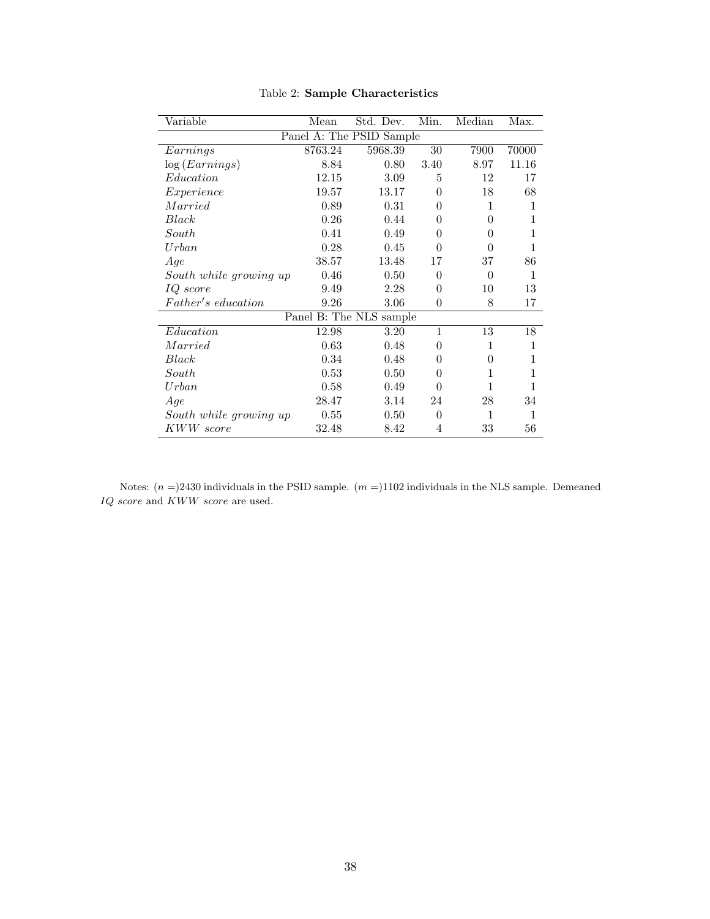Table 2: **Sample Characteristics**

| Variable | Mean | Std. Dev. | Min. | Median | Max. |
|---|---|---|---|---|---|
| Panel A: The PSID Sample | | | | | |
| *Earnings* | 8763.24 | 5968.39 | 30 | 7900 | 70000 |
| $\log(Earnings)$ | 8.84 | 0.80 | 3.40 | 8.97 | 11.16 |
| *Education* | 12.15 | 3.09 | 5 | 12 | 17 |
| *Experience* | 19.57 | 13.17 | 0 | 18 | 68 |
| *Married* | 0.89 | 0.31 | 0 | 1 | 1 |
| *Black* | 0.26 | 0.44 | 0 | 0 | 1 |
| *South* | 0.41 | 0.49 | 0 | 0 | 1 |
| *Urban* | 0.28 | 0.45 | 0 | 0 | 1 |
| *Age* | 38.57 | 13.48 | 17 | 37 | 86 |
| *South while growing up* | 0.46 | 0.50 | 0 | 0 | 1 |
| *IQ score* | 9.49 | 2.28 | 0 | 10 | 13 |
| *Father's education* | 9.26 | 3.06 | 0 | 8 | 17 |
| Panel B: The NLS sample | | | | | |
| *Education* | 12.98 | 3.20 | 1 | 13 | 18 |
| *Married* | 0.63 | 0.48 | 0 | 1 | 1 |
| *Black* | 0.34 | 0.48 | 0 | 0 | 1 |
| *South* | 0.53 | 0.50 | 0 | 1 | 1 |
| *Urban* | 0.58 | 0.49 | 0 | 1 | 1 |
| *Age* | 28.47 | 3.14 | 24 | 28 | 34 |
| *South while growing up* | 0.55 | 0.50 | 0 | 1 | 1 |
| *KWW score* | 32.48 | 8.42 | 4 | 33 | 56 |

Notes: ($n =$)2430 individuals in the PSID sample. ($m =$)1102 individuals in the NLS sample. Demeaned *IQ score* and *KWW score* are used.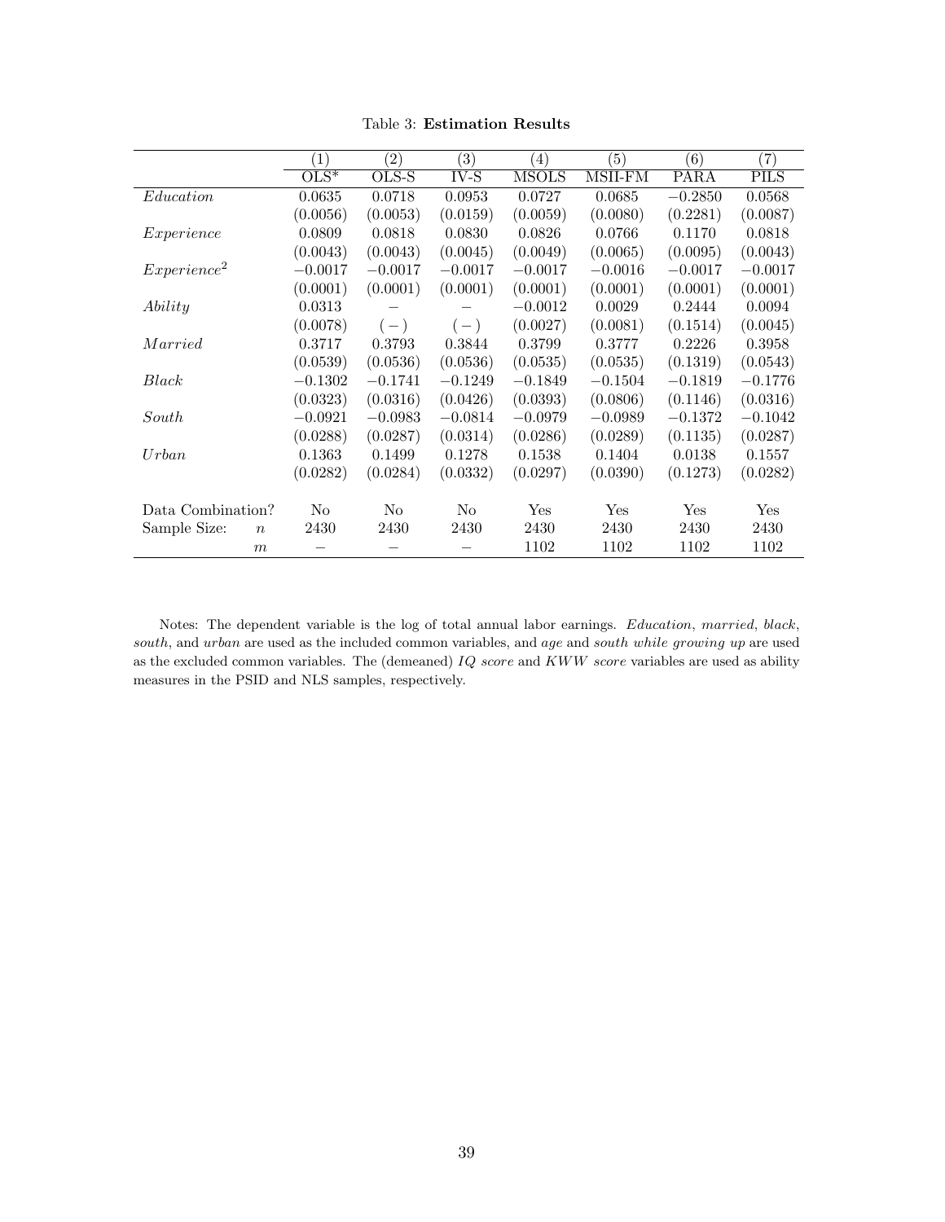Table 3: **Estimation Results**

| | (1) | (2) | (3) | (4) | (5) | (6) | (7) |
|---|---|---|---|---|---|---|---|
| | OLS* | OLS-S | IV-S | MSOLS | MSII-FM | PARA | PILS |
| *Education* | 0.0635 | 0.0718 | 0.0953 | 0.0727 | 0.0685 | $-0.2850$ | 0.0568 |
| | (0.0056) | (0.0053) | (0.0159) | (0.0059) | (0.0080) | (0.2281) | (0.0087) |
| *Experience* | 0.0809 | 0.0818 | 0.0830 | 0.0826 | 0.0766 | 0.1170 | 0.0818 |
| | (0.0043) | (0.0043) | (0.0045) | (0.0049) | (0.0065) | (0.0095) | (0.0043) |
| *Experience*$^2$ | $-0.0017$ | $-0.0017$ | $-0.0017$ | $-0.0017$ | $-0.0016$ | $-0.0017$ | $-0.0017$ |
| | (0.0001) | (0.0001) | (0.0001) | (0.0001) | (0.0001) | (0.0001) | (0.0001) |
| *Ability* | 0.0313 | $-$ | $-$ | $-0.0012$ | 0.0029 | 0.2444 | 0.0094 |
| | (0.0078) | $(-)$ | $(-)$ | (0.0027) | (0.0081) | (0.1514) | (0.0045) |
| *Married* | 0.3717 | 0.3793 | 0.3844 | 0.3799 | 0.3777 | 0.2226 | 0.3958 |
| | (0.0539) | (0.0536) | (0.0536) | (0.0535) | (0.0535) | (0.1319) | (0.0543) |
| *Black* | $-0.1302$ | $-0.1741$ | $-0.1249$ | $-0.1849$ | $-0.1504$ | $-0.1819$ | $-0.1776$ |
| | (0.0323) | (0.0316) | (0.0426) | (0.0393) | (0.0806) | (0.1146) | (0.0316) |
| *South* | $-0.0921$ | $-0.0983$ | $-0.0814$ | $-0.0979$ | $-0.0989$ | $-0.1372$ | $-0.1042$ |
| | (0.0288) | (0.0287) | (0.0314) | (0.0286) | (0.0289) | (0.1135) | (0.0287) |
| *Urban* | 0.1363 | 0.1499 | 0.1278 | 0.1538 | 0.1404 | 0.0138 | 0.1557 |
| | (0.0282) | (0.0284) | (0.0332) | (0.0297) | (0.0390) | (0.1273) | (0.0282) |
| Data Combination? | No | No | No | Yes | Yes | Yes | Yes |
| Sample Size: $n$ | 2430 | 2430 | 2430 | 2430 | 2430 | 2430 | 2430 |
| $m$ | $-$ | $-$ | $-$ | 1102 | 1102 | 1102 | 1102 |

Notes: The dependent variable is the log of total annual labor earnings. *Education*, *married*, *black*, *south*, and *urban* are used as the included common variables, and *age* and *south while growing up* are used as the excluded common variables. The (demeaned) *IQ score* and *KWW score* variables are used as ability measures in the PSID and NLS samples, respectively.